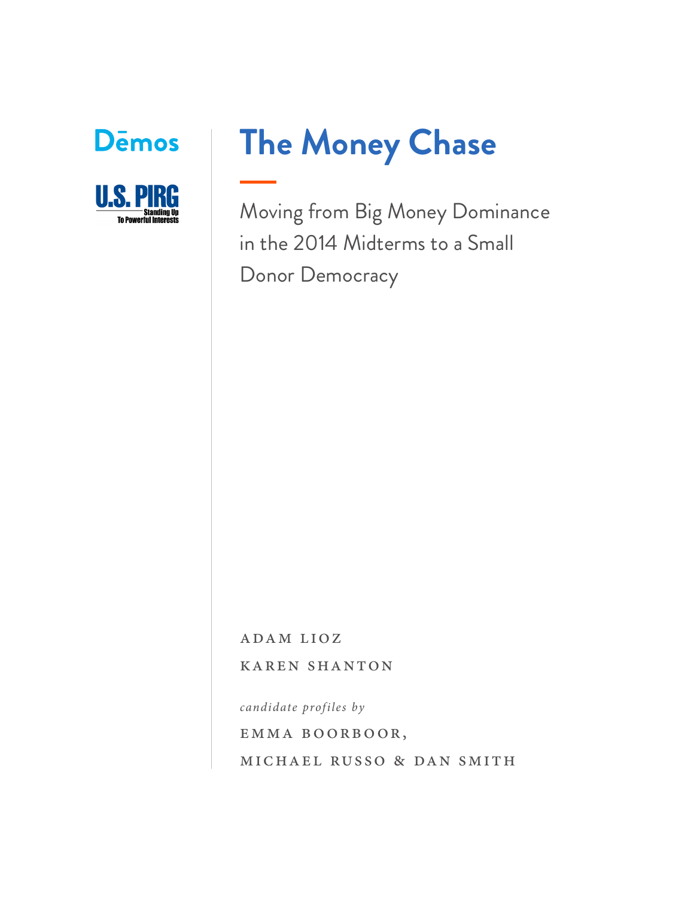Dēmos

U.S. PIRG
Standing Up To Powerful Interests

# The Money Chase

Moving from Big Money Dominance in the 2014 Midterms to a Small Donor Democracy

ADAM LIOZ

KAREN SHANTON

*candidate profiles by*

EMMA BOORBOOR,

MICHAEL RUSSO & DAN SMITH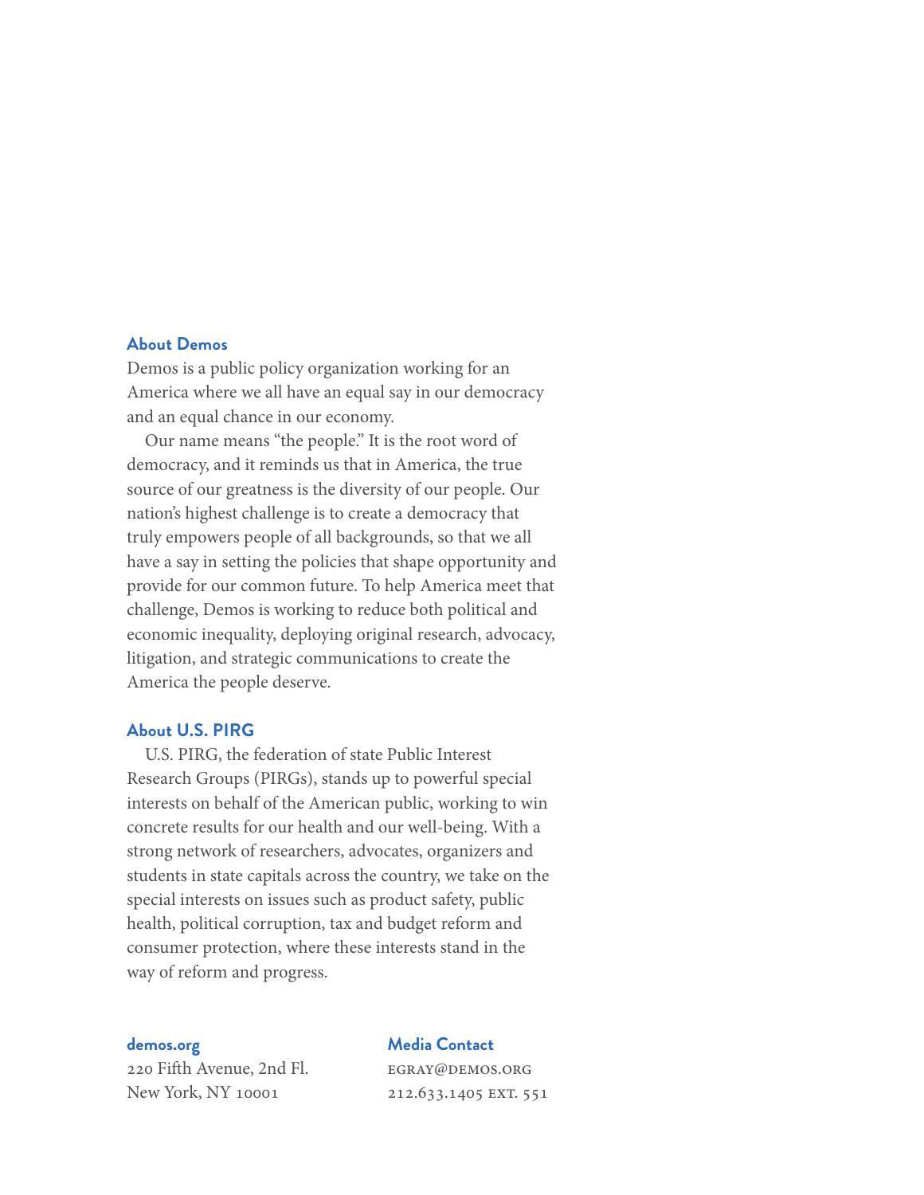## About Demos

Demos is a public policy organization working for an America where we all have an equal say in our democracy and an equal chance in our economy.

Our name means "the people." It is the root word of democracy, and it reminds us that in America, the true source of our greatness is the diversity of our people. Our nation's highest challenge is to create a democracy that truly empowers people of all backgrounds, so that we all have a say in setting the policies that shape opportunity and provide for our common future. To help America meet that challenge, Demos is working to reduce both political and economic inequality, deploying original research, advocacy, litigation, and strategic communications to create the America the people deserve.

## About U.S. PIRG

U.S. PIRG, the federation of state Public Interest Research Groups (PIRGs), stands up to powerful special interests on behalf of the American public, working to win concrete results for our health and our well-being. With a strong network of researchers, advocates, organizers and students in state capitals across the country, we take on the special interests on issues such as product safety, public health, political corruption, tax and budget reform and consumer protection, where these interests stand in the way of reform and progress.

**demos.org**
220 Fifth Avenue, 2nd Fl.
New York, NY 10001

**Media Contact**
egray@demos.org
212.633.1405 ext. 551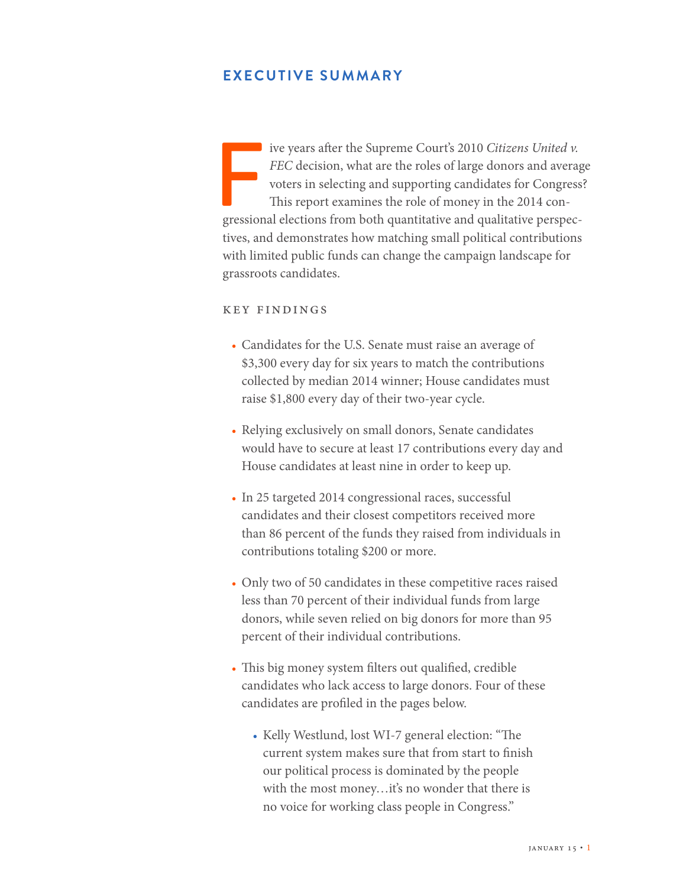## EXECUTIVE SUMMARY

Five years after the Supreme Court's 2010 *Citizens United v. FEC* decision, what are the roles of large donors and average voters in selecting and supporting candidates for Congress? This report examines the role of money in the 2014 congressional elections from both quantitative and qualitative perspectives, and demonstrates how matching small political contributions with limited public funds can change the campaign landscape for grassroots candidates.

### KEY FINDINGS

- Candidates for the U.S. Senate must raise an average of $3,300 every day for six years to match the contributions collected by median 2014 winner; House candidates must raise $1,800 every day of their two-year cycle.
- Relying exclusively on small donors, Senate candidates would have to secure at least 17 contributions every day and House candidates at least nine in order to keep up.
- In 25 targeted 2014 congressional races, successful candidates and their closest competitors received more than 86 percent of the funds they raised from individuals in contributions totaling $200 or more.
- Only two of 50 candidates in these competitive races raised less than 70 percent of their individual funds from large donors, while seven relied on big donors for more than 95 percent of their individual contributions.
- This big money system filters out qualified, credible candidates who lack access to large donors. Four of these candidates are profiled in the pages below.
  - Kelly Westlund, lost WI-7 general election: "The current system makes sure that from start to finish our political process is dominated by the people with the most money…it's no wonder that there is no voice for working class people in Congress."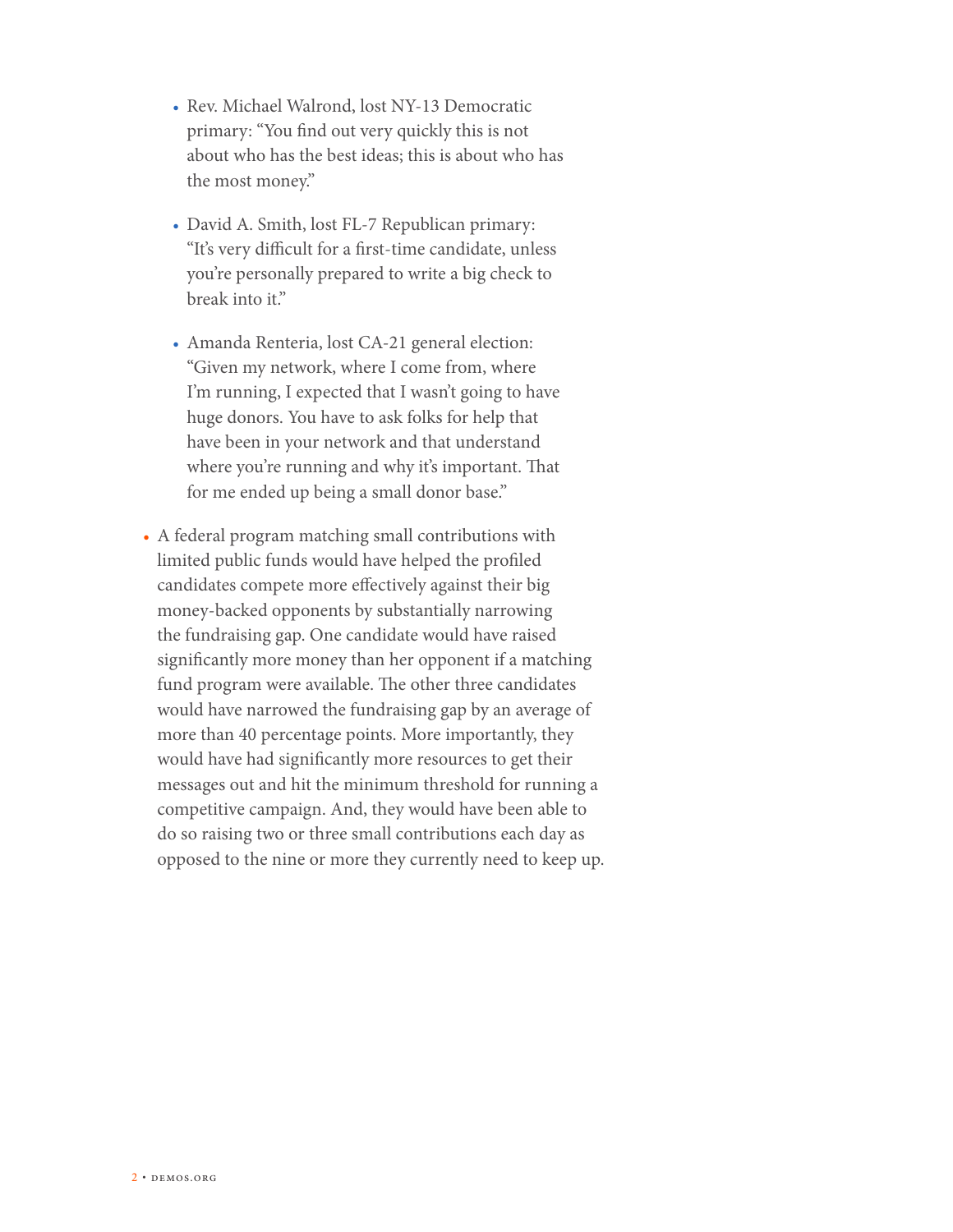- Rev. Michael Walrond, lost NY-13 Democratic primary: “You find out very quickly this is not about who has the best ideas; this is about who has the most money.”

    - David A. Smith, lost FL-7 Republican primary: “It’s very difficult for a first-time candidate, unless you’re personally prepared to write a big check to break into it.”

    - Amanda Renteria, lost CA-21 general election: “Given my network, where I come from, where I’m running, I expected that I wasn’t going to have huge donors. You have to ask folks for help that have been in your network and that understand where you’re running and why it’s important. That for me ended up being a small donor base.”

- A federal program matching small contributions with limited public funds would have helped the profiled candidates compete more effectively against their big money-backed opponents by substantially narrowing the fundraising gap. One candidate would have raised significantly more money than her opponent if a matching fund program were available. The other three candidates would have narrowed the fundraising gap by an average of more than 40 percentage points. More importantly, they would have had significantly more resources to get their messages out and hit the minimum threshold for running a competitive campaign. And, they would have been able to do so raising two or three small contributions each day as opposed to the nine or more they currently need to keep up.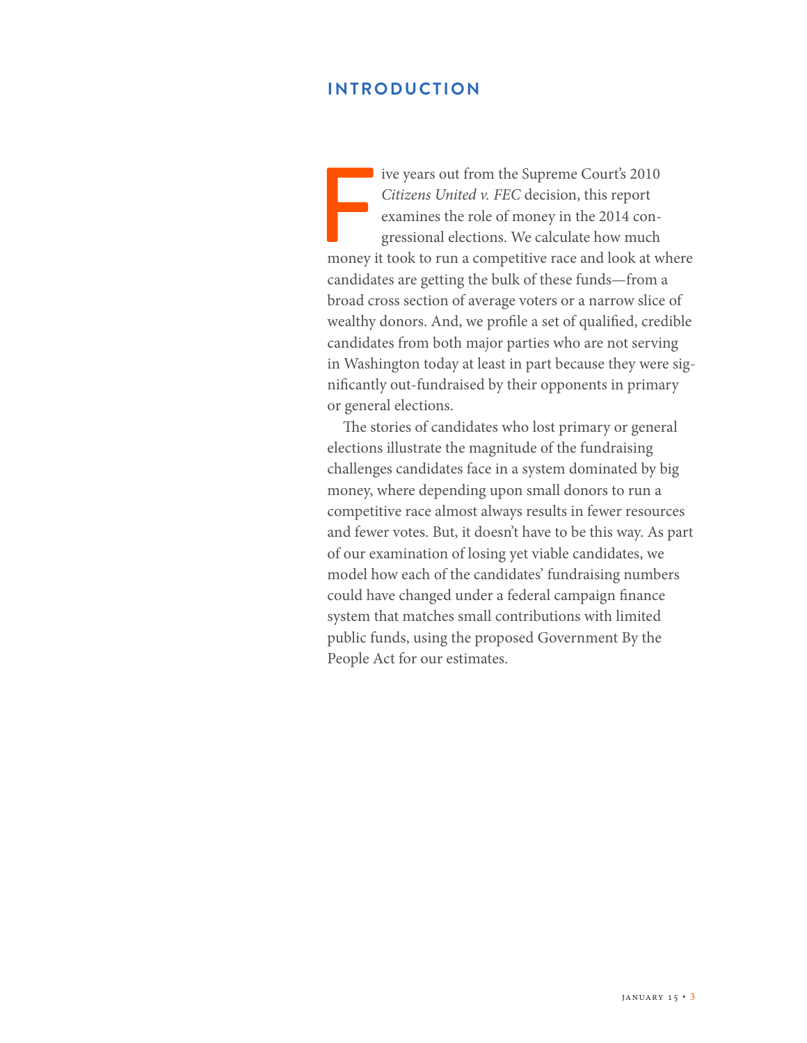## INTRODUCTION

Five years out from the Supreme Court's 2010 *Citizens United v. FEC* decision, this report examines the role of money in the 2014 congressional elections. We calculate how much money it took to run a competitive race and look at where candidates are getting the bulk of these funds—from a broad cross section of average voters or a narrow slice of wealthy donors. And, we profile a set of qualified, credible candidates from both major parties who are not serving in Washington today at least in part because they were significantly out-fundraised by their opponents in primary or general elections.

The stories of candidates who lost primary or general elections illustrate the magnitude of the fundraising challenges candidates face in a system dominated by big money, where depending upon small donors to run a competitive race almost always results in fewer resources and fewer votes. But, it doesn't have to be this way. As part of our examination of losing yet viable candidates, we model how each of the candidates' fundraising numbers could have changed under a federal campaign finance system that matches small contributions with limited public funds, using the proposed Government By the People Act for our estimates.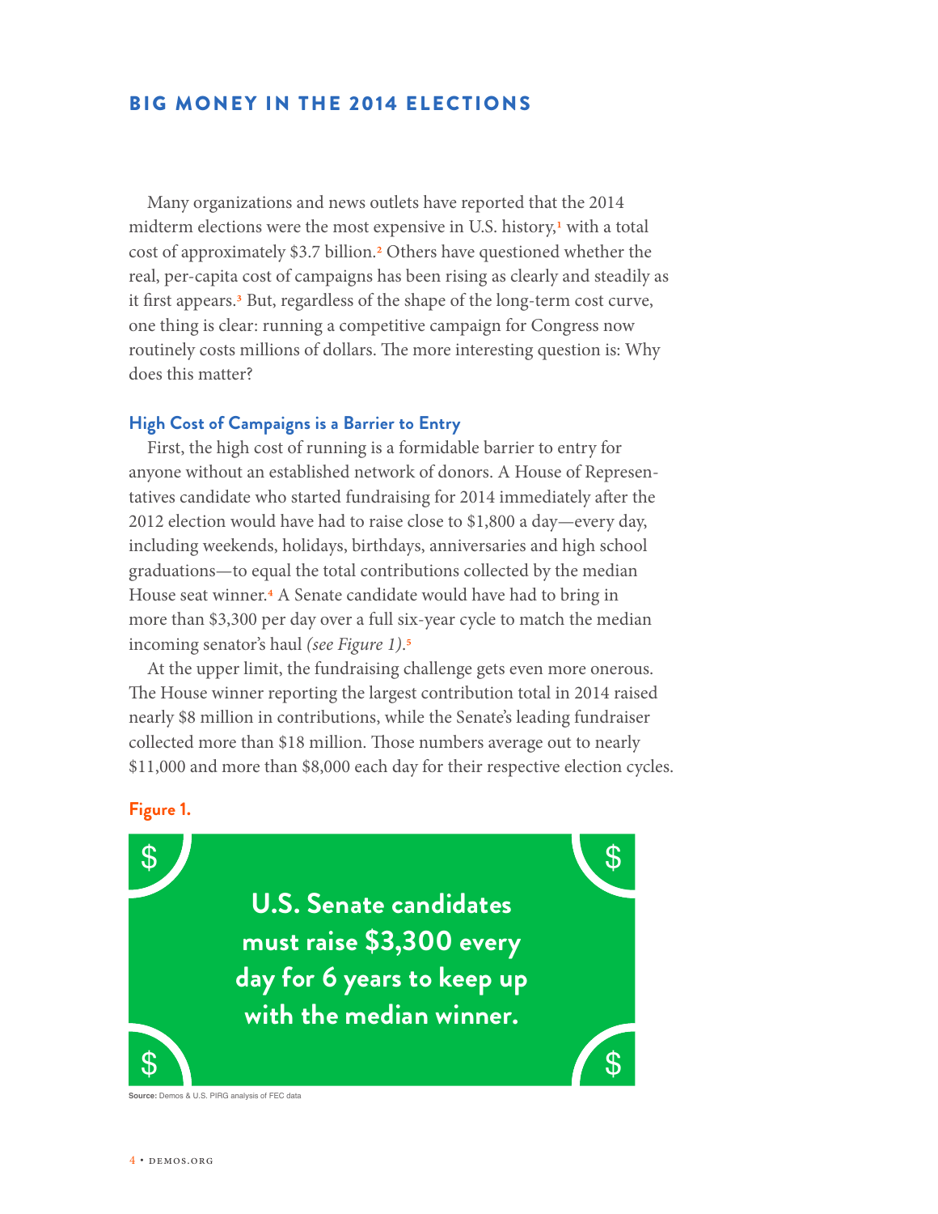## BIG MONEY IN THE 2014 ELECTIONS

Many organizations and news outlets have reported that the 2014 midterm elections were the most expensive in U.S. history,[1] with a total cost of approximately $3.7 billion.[2] Others have questioned whether the real, per-capita cost of campaigns has been rising as clearly and steadily as it first appears.[3] But, regardless of the shape of the long-term cost curve, one thing is clear: running a competitive campaign for Congress now routinely costs millions of dollars. The more interesting question is: Why does this matter?

### High Cost of Campaigns is a Barrier to Entry

First, the high cost of running is a formidable barrier to entry for anyone without an established network of donors. A House of Representatives candidate who started fundraising for 2014 immediately after the 2012 election would have had to raise close to $1,800 a day—every day, including weekends, holidays, birthdays, anniversaries and high school graduations—to equal the total contributions collected by the median House seat winner.[4] A Senate candidate would have had to bring in more than $3,300 per day over a full six-year cycle to match the median incoming senator's haul *(see Figure 1)*.[5]

At the upper limit, the fundraising challenge gets even more onerous. The House winner reporting the largest contribution total in 2014 raised nearly $8 million in contributions, while the Senate's leading fundraiser collected more than $18 million. Those numbers average out to nearly $11,000 and more than $8,000 each day for their respective election cycles.

**Figure 1.**

**U.S. Senate candidates must raise $3,300 every day for 6 years to keep up with the median winner.**

**Source:** Demos & U.S. PIRG analysis of FEC data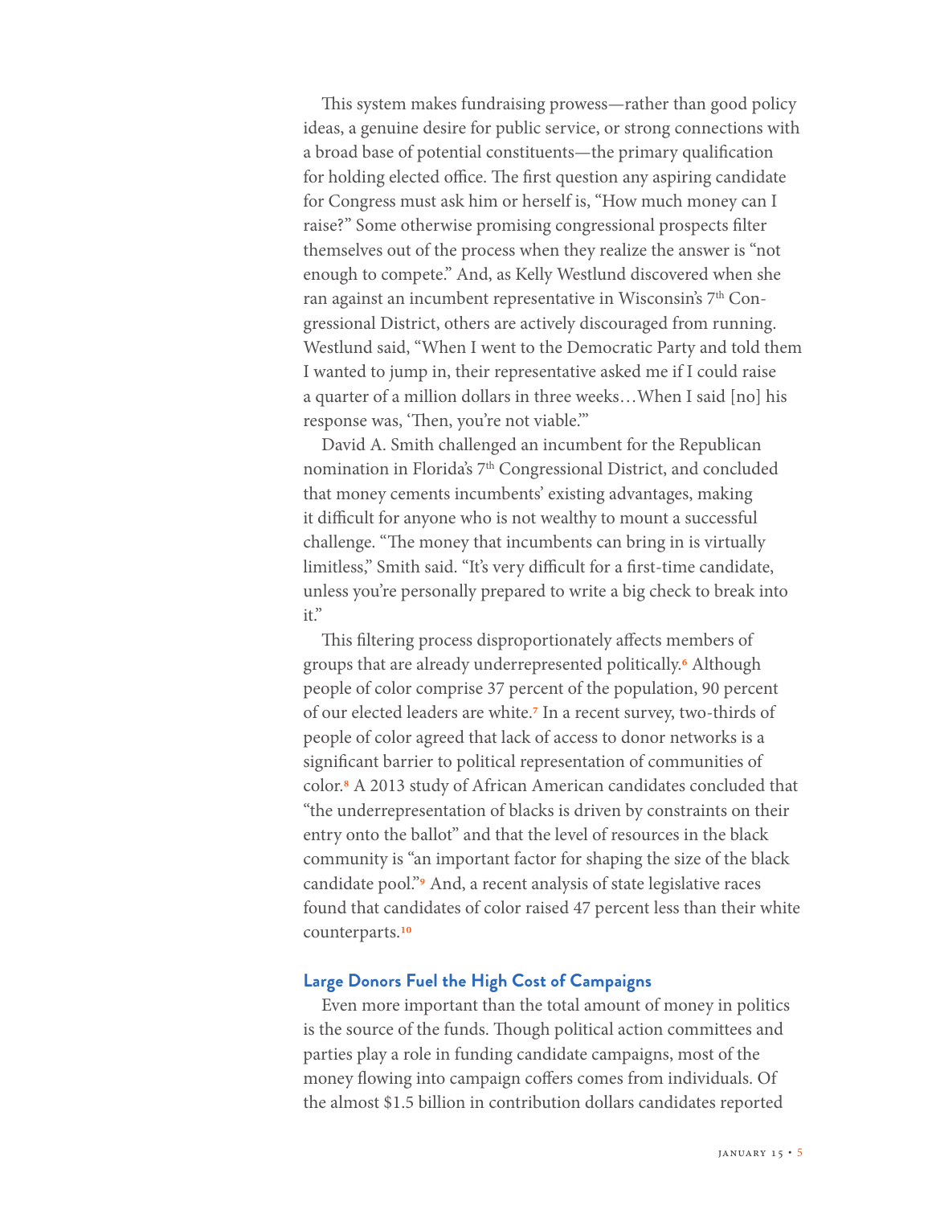This system makes fundraising prowess—rather than good policy ideas, a genuine desire for public service, or strong connections with a broad base of potential constituents—the primary qualification for holding elected office. The first question any aspiring candidate for Congress must ask him or herself is, "How much money can I raise?" Some otherwise promising congressional prospects filter themselves out of the process when they realize the answer is "not enough to compete." And, as Kelly Westlund discovered when she ran against an incumbent representative in Wisconsin's 7th Congressional District, others are actively discouraged from running. Westlund said, "When I went to the Democratic Party and told them I wanted to jump in, their representative asked me if I could raise a quarter of a million dollars in three weeks…When I said [no] his response was, 'Then, you're not viable.'"

David A. Smith challenged an incumbent for the Republican nomination in Florida's 7th Congressional District, and concluded that money cements incumbents' existing advantages, making it difficult for anyone who is not wealthy to mount a successful challenge. "The money that incumbents can bring in is virtually limitless," Smith said. "It's very difficult for a first-time candidate, unless you're personally prepared to write a big check to break into it."

This filtering process disproportionately affects members of groups that are already underrepresented politically.[6] Although people of color comprise 37 percent of the population, 90 percent of our elected leaders are white.[7] In a recent survey, two-thirds of people of color agreed that lack of access to donor networks is a significant barrier to political representation of communities of color.[8] A 2013 study of African American candidates concluded that "the underrepresentation of blacks is driven by constraints on their entry onto the ballot" and that the level of resources in the black community is "an important factor for shaping the size of the black candidate pool."[9] And, a recent analysis of state legislative races found that candidates of color raised 47 percent less than their white counterparts.[10]

## Large Donors Fuel the High Cost of Campaigns

Even more important than the total amount of money in politics is the source of the funds. Though political action committees and parties play a role in funding candidate campaigns, most of the money flowing into campaign coffers comes from individuals. Of the almost $1.5 billion in contribution dollars candidates reported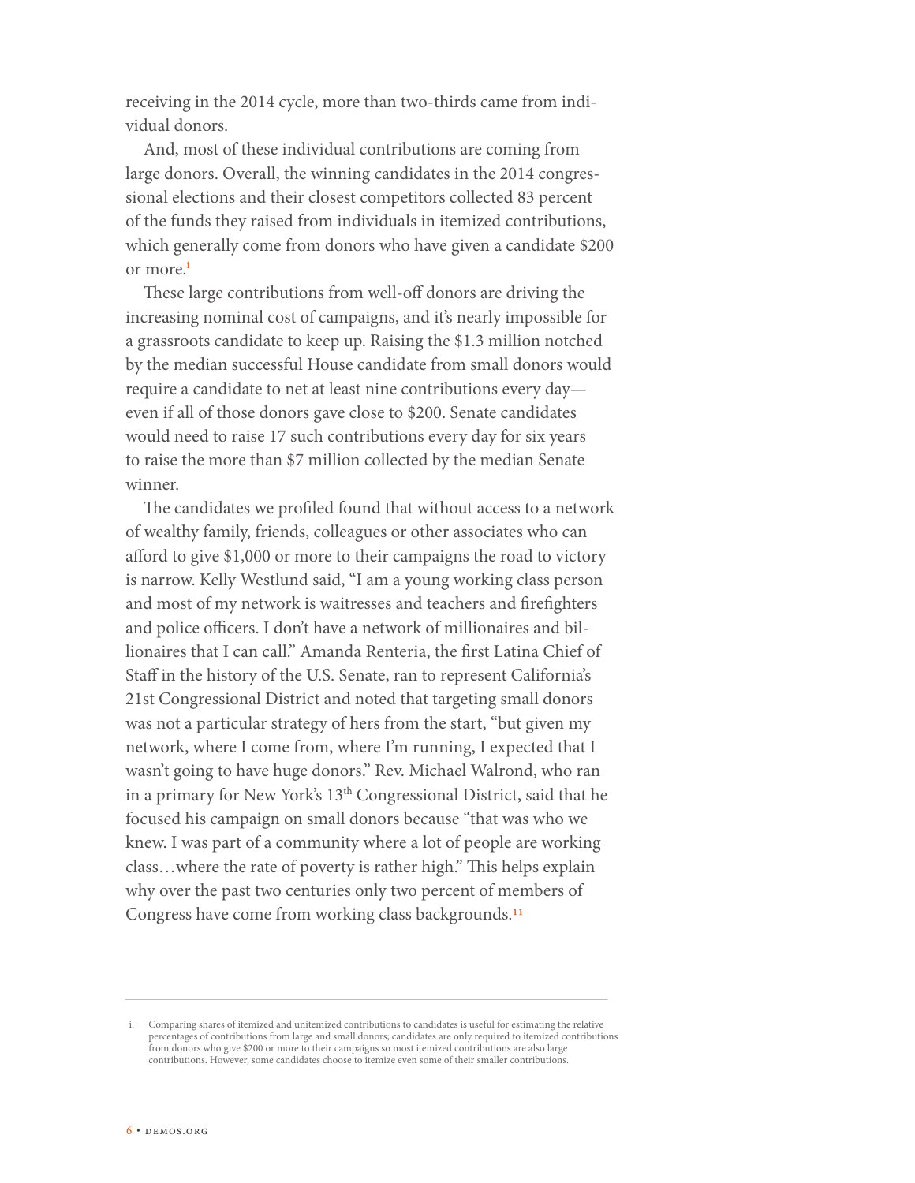receiving in the 2014 cycle, more than two-thirds came from individual donors.

And, most of these individual contributions are coming from large donors. Overall, the winning candidates in the 2014 congressional elections and their closest competitors collected 83 percent of the funds they raised from individuals in itemized contributions, which generally come from donors who have given a candidate $200 or more.[i]

These large contributions from well-off donors are driving the increasing nominal cost of campaigns, and it's nearly impossible for a grassroots candidate to keep up. Raising the $1.3 million notched by the median successful House candidate from small donors would require a candidate to net at least nine contributions every day—even if all of those donors gave close to $200. Senate candidates would need to raise 17 such contributions every day for six years to raise the more than $7 million collected by the median Senate winner.

The candidates we profiled found that without access to a network of wealthy family, friends, colleagues or other associates who can afford to give $1,000 or more to their campaigns the road to victory is narrow. Kelly Westlund said, "I am a young working class person and most of my network is waitresses and teachers and firefighters and police officers. I don't have a network of millionaires and billionaires that I can call." Amanda Renteria, the first Latina Chief of Staff in the history of the U.S. Senate, ran to represent California's 21st Congressional District and noted that targeting small donors was not a particular strategy of hers from the start, "but given my network, where I come from, where I'm running, I expected that I wasn't going to have huge donors." Rev. Michael Walrond, who ran in a primary for New York's 13th Congressional District, said that he focused his campaign on small donors because "that was who we knew. I was part of a community where a lot of people are working class…where the rate of poverty is rather high." This helps explain why over the past two centuries only two percent of members of Congress have come from working class backgrounds.[11]

---

i. Comparing shares of itemized and unitemized contributions to candidates is useful for estimating the relative percentages of contributions from large and small donors; candidates are only required to itemized contributions from donors who give $200 or more to their campaigns so most itemized contributions are also large contributions. However, some candidates choose to itemize even some of their smaller contributions.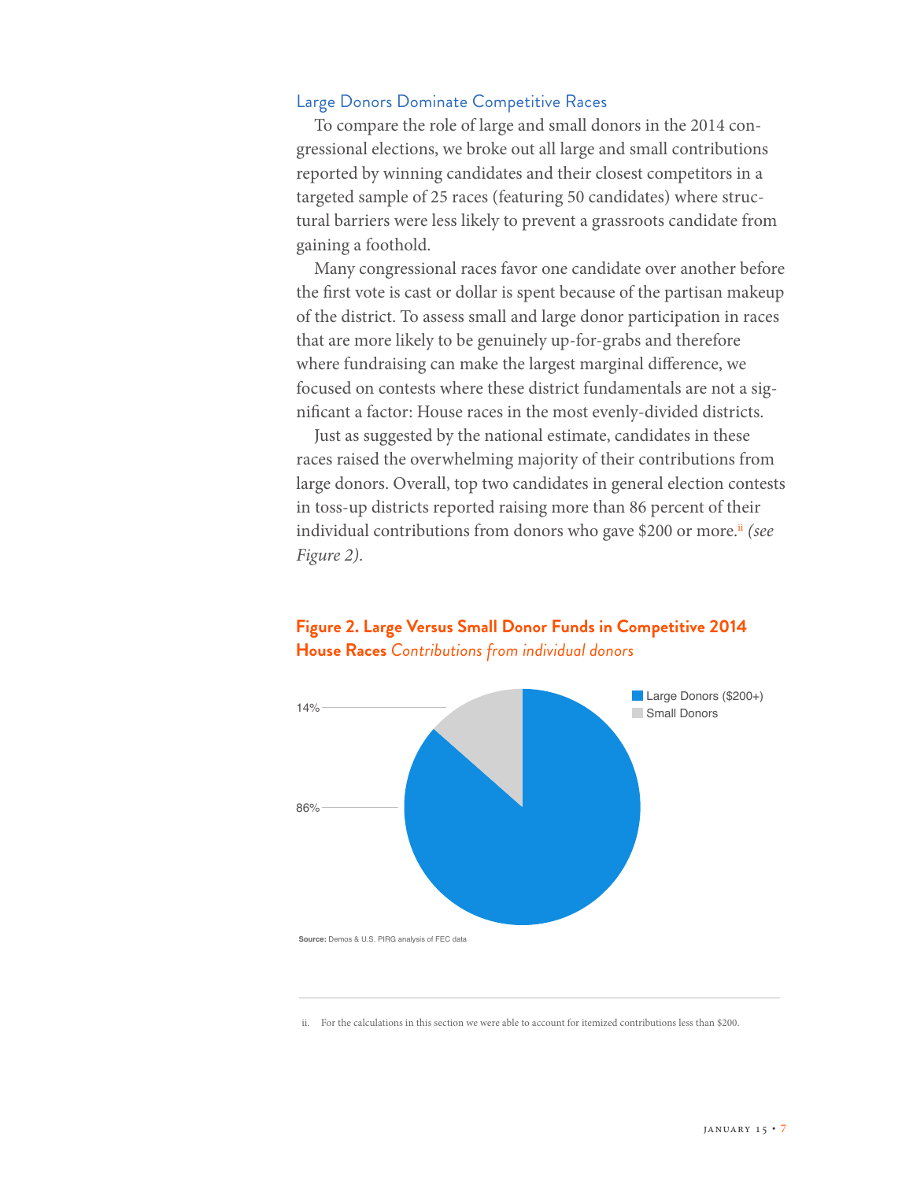### Large Donors Dominate Competitive Races

To compare the role of large and small donors in the 2014 congressional elections, we broke out all large and small contributions reported by winning candidates and their closest competitors in a targeted sample of 25 races (featuring 50 candidates) where structural barriers were less likely to prevent a grassroots candidate from gaining a foothold.

Many congressional races favor one candidate over another before the first vote is cast or dollar is spent because of the partisan makeup of the district. To assess small and large donor participation in races that are more likely to be genuinely up-for-grabs and therefore where fundraising can make the largest marginal difference, we focused on contests where these district fundamentals are not a significant a factor: House races in the most evenly-divided districts.

Just as suggested by the national estimate, candidates in these races raised the overwhelming majority of their contributions from large donors. Overall, top two candidates in general election contests in toss-up districts reported raising more than 86 percent of their individual contributions from donors who gave $200 or more.[ii] *(see Figure 2).*

**Figure 2. Large Versus Small Donor Funds in Competitive 2014 House Races** *Contributions from individual donors*

| Category | Share |
| --- | --- |
| Large Donors ($200+) | 86% |
| Small Donors | 14% |

**Source:** Demos & U.S. PIRG analysis of FEC data

ii. For the calculations in this section we were able to account for itemized contributions less than $200.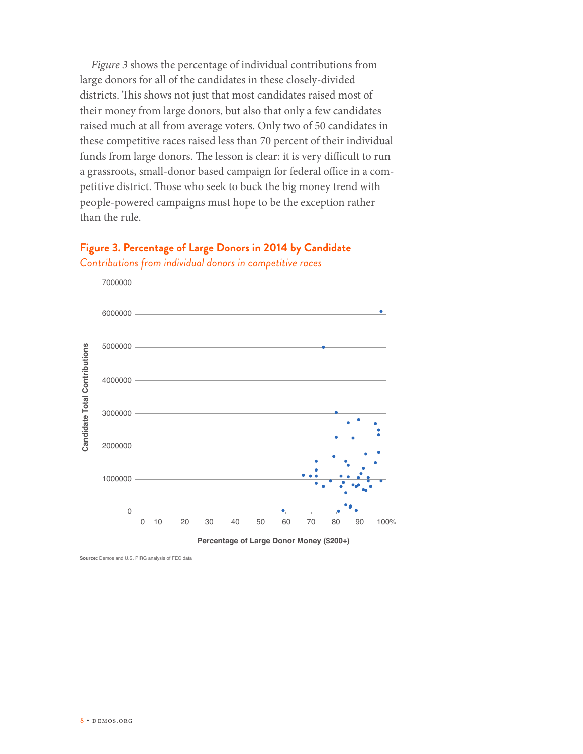*Figure 3* shows the percentage of individual contributions from large donors for all of the candidates in these closely-divided districts. This shows not just that most candidates raised most of their money from large donors, but also that only a few candidates raised much at all from average voters. Only two of 50 candidates in these competitive races raised less than 70 percent of their individual funds from large donors. The lesson is clear: it is very difficult to run a grassroots, small-donor based campaign for federal office in a competitive district. Those who seek to buck the big money trend with people-powered campaigns must hope to be the exception rather than the rule.

## Figure 3. Percentage of Large Donors in 2014 by Candidate

*Contributions from individual donors in competitive races*

Candidate Total Contributions

7000000
6000000
5000000
4000000
3000000
2000000
1000000
0

0 10 20 30 40 50 60 70 80 90 100%

Percentage of Large Donor Money ($200+)

**Source:** Demos and U.S. PIRG analysis of FEC data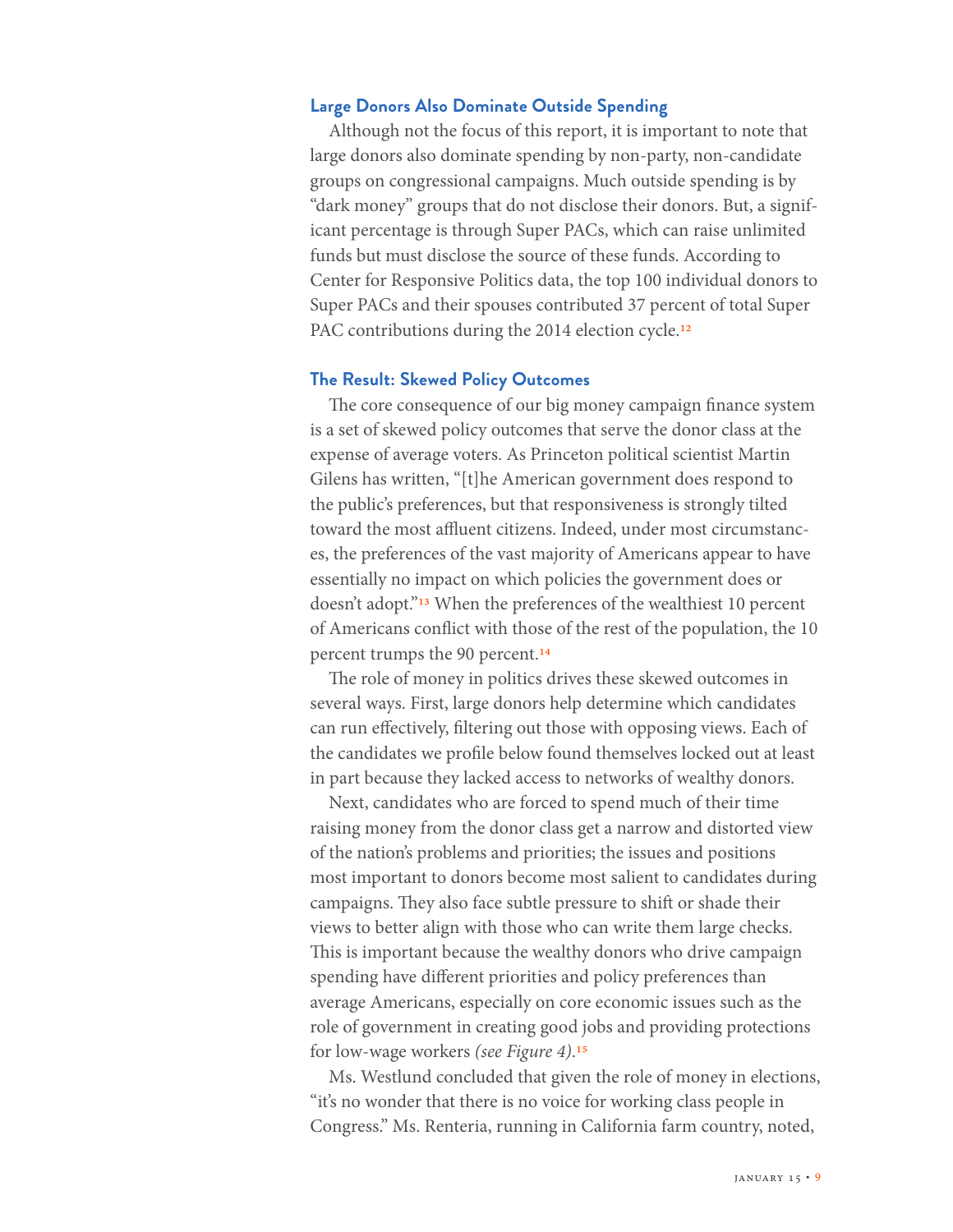### Large Donors Also Dominate Outside Spending

Although not the focus of this report, it is important to note that large donors also dominate spending by non-party, non-candidate groups on congressional campaigns. Much outside spending is by "dark money" groups that do not disclose their donors. But, a significant percentage is through Super PACs, which can raise unlimited funds but must disclose the source of these funds. According to Center for Responsive Politics data, the top 100 individual donors to Super PACs and their spouses contributed 37 percent of total Super PAC contributions during the 2014 election cycle.[12]

### The Result: Skewed Policy Outcomes

The core consequence of our big money campaign finance system is a set of skewed policy outcomes that serve the donor class at the expense of average voters. As Princeton political scientist Martin Gilens has written, "[t]he American government does respond to the public's preferences, but that responsiveness is strongly tilted toward the most affluent citizens. Indeed, under most circumstances, the preferences of the vast majority of Americans appear to have essentially no impact on which policies the government does or doesn't adopt."[13] When the preferences of the wealthiest 10 percent of Americans conflict with those of the rest of the population, the 10 percent trumps the 90 percent.[14]

The role of money in politics drives these skewed outcomes in several ways. First, large donors help determine which candidates can run effectively, filtering out those with opposing views. Each of the candidates we profile below found themselves locked out at least in part because they lacked access to networks of wealthy donors.

Next, candidates who are forced to spend much of their time raising money from the donor class get a narrow and distorted view of the nation's problems and priorities; the issues and positions most important to donors become most salient to candidates during campaigns. They also face subtle pressure to shift or shade their views to better align with those who can write them large checks. This is important because the wealthy donors who drive campaign spending have different priorities and policy preferences than average Americans, especially on core economic issues such as the role of government in creating good jobs and providing protections for low-wage workers *(see Figure 4)*.[15]

Ms. Westlund concluded that given the role of money in elections, "it's no wonder that there is no voice for working class people in Congress." Ms. Renteria, running in California farm country, noted,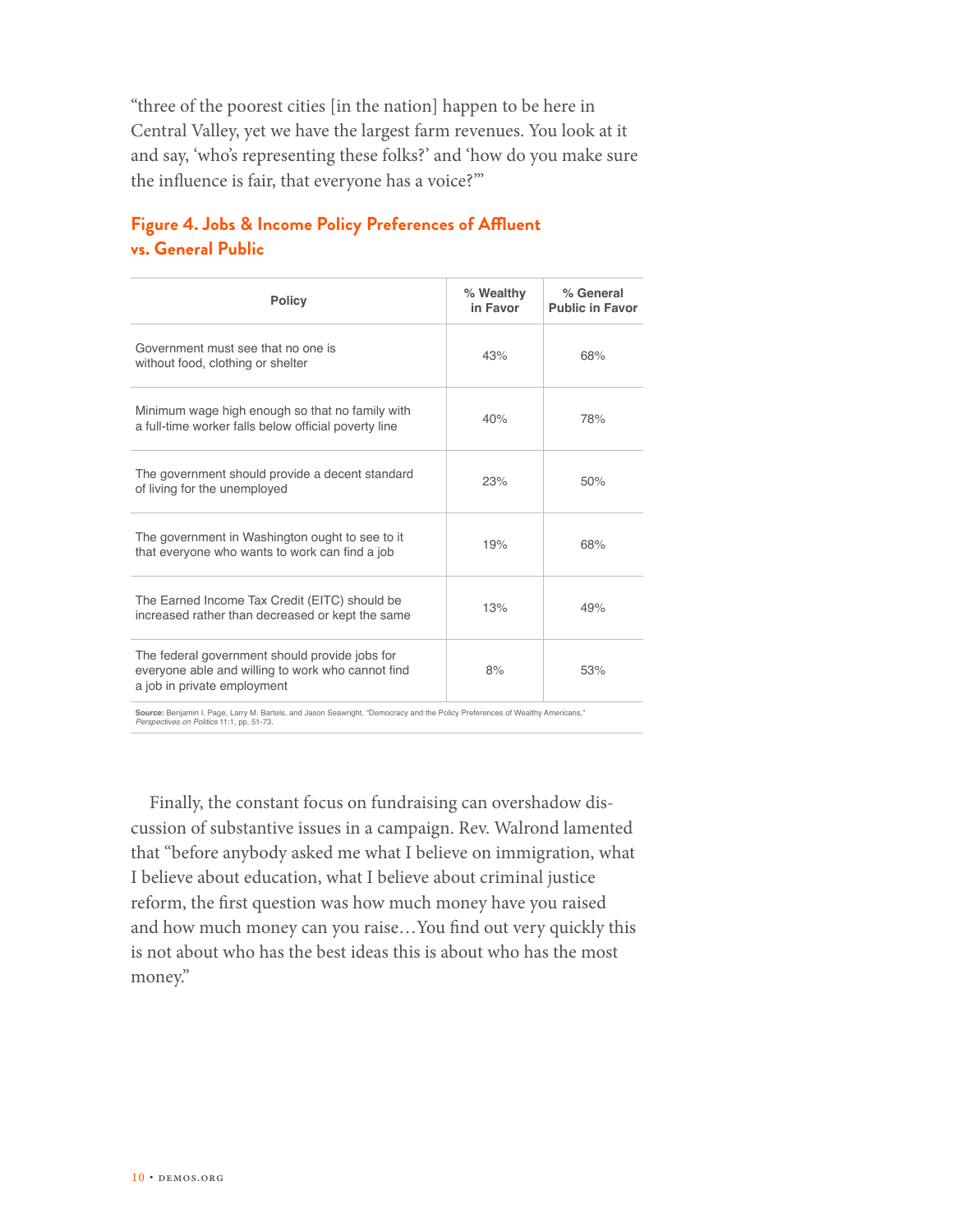"three of the poorest cities [in the nation] happen to be here in Central Valley, yet we have the largest farm revenues. You look at it and say, 'who's representing these folks?' and 'how do you make sure the influence is fair, that everyone has a voice?'"

### Figure 4. Jobs & Income Policy Preferences of Affluent vs. General Public

| Policy | % Wealthy in Favor | % General Public in Favor |
|---|---|---|
| Government must see that no one is without food, clothing or shelter | 43% | 68% |
| Minimum wage high enough so that no family with a full-time worker falls below official poverty line | 40% | 78% |
| The government should provide a decent standard of living for the unemployed | 23% | 50% |
| The government in Washington ought to see to it that everyone who wants to work can find a job | 19% | 68% |
| The Earned Income Tax Credit (EITC) should be increased rather than decreased or kept the same | 13% | 49% |
| The federal government should provide jobs for everyone able and willing to work who cannot find a job in private employment | 8% | 53% |

**Source:** Benjamin I. Page, Larry M. Bartels, and Jason Seawright, "Democracy and the Policy Preferences of Wealthy Americans," *Perspectives on Politics* 11:1, pp. 51-73.

Finally, the constant focus on fundraising can overshadow discussion of substantive issues in a campaign. Rev. Walrond lamented that "before anybody asked me what I believe on immigration, what I believe about education, what I believe about criminal justice reform, the first question was how much money have you raised and how much money can you raise…You find out very quickly this is not about who has the best ideas this is about who has the most money."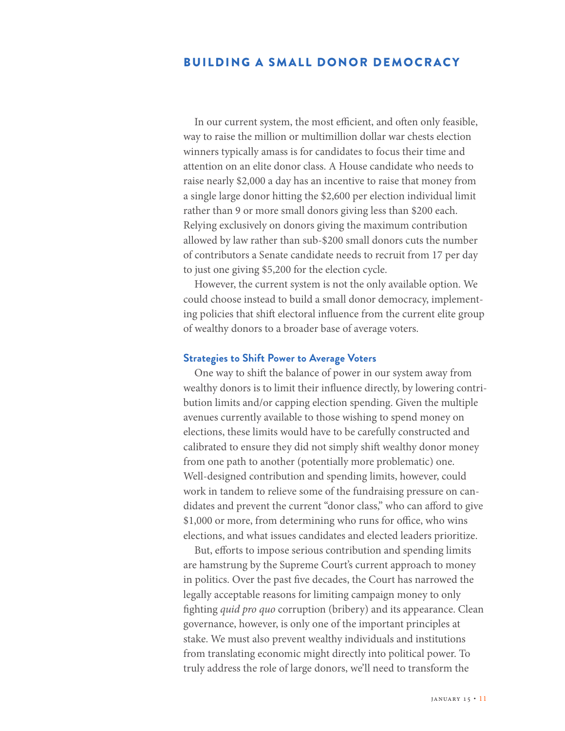## BUILDING A SMALL DONOR DEMOCRACY

In our current system, the most efficient, and often only feasible, way to raise the million or multimillion dollar war chests election winners typically amass is for candidates to focus their time and attention on an elite donor class. A House candidate who needs to raise nearly $2,000 a day has an incentive to raise that money from a single large donor hitting the $2,600 per election individual limit rather than 9 or more small donors giving less than $200 each. Relying exclusively on donors giving the maximum contribution allowed by law rather than sub-$200 small donors cuts the number of contributors a Senate candidate needs to recruit from 17 per day to just one giving $5,200 for the election cycle.

However, the current system is not the only available option. We could choose instead to build a small donor democracy, implementing policies that shift electoral influence from the current elite group of wealthy donors to a broader base of average voters.

### Strategies to Shift Power to Average Voters

One way to shift the balance of power in our system away from wealthy donors is to limit their influence directly, by lowering contribution limits and/or capping election spending. Given the multiple avenues currently available to those wishing to spend money on elections, these limits would have to be carefully constructed and calibrated to ensure they did not simply shift wealthy donor money from one path to another (potentially more problematic) one. Well-designed contribution and spending limits, however, could work in tandem to relieve some of the fundraising pressure on candidates and prevent the current "donor class," who can afford to give $1,000 or more, from determining who runs for office, who wins elections, and what issues candidates and elected leaders prioritize.

But, efforts to impose serious contribution and spending limits are hamstrung by the Supreme Court's current approach to money in politics. Over the past five decades, the Court has narrowed the legally acceptable reasons for limiting campaign money to only fighting *quid pro quo* corruption (bribery) and its appearance. Clean governance, however, is only one of the important principles at stake. We must also prevent wealthy individuals and institutions from translating economic might directly into political power. To truly address the role of large donors, we'll need to transform the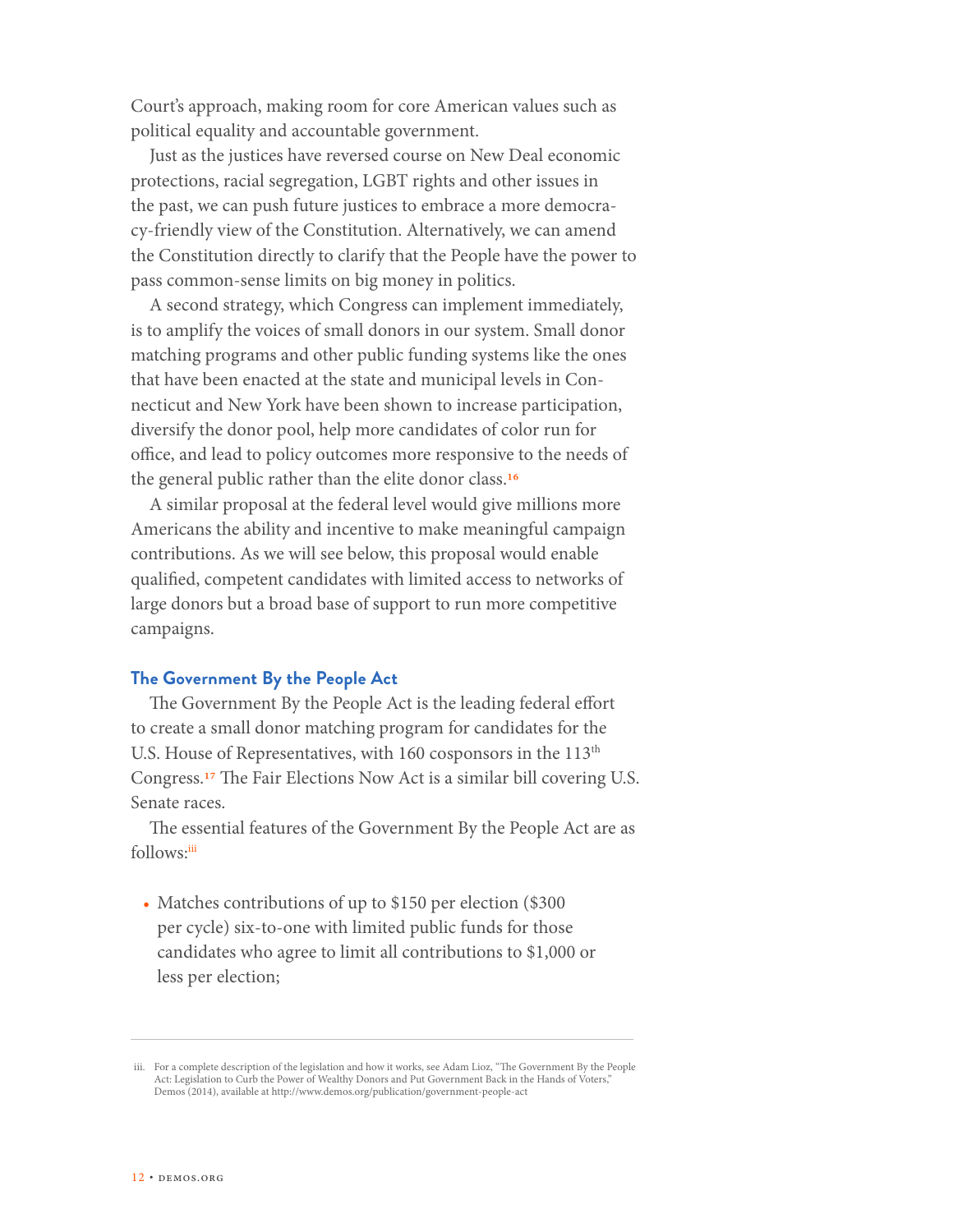Court's approach, making room for core American values such as political equality and accountable government.

Just as the justices have reversed course on New Deal economic protections, racial segregation, LGBT rights and other issues in the past, we can push future justices to embrace a more democracy-friendly view of the Constitution. Alternatively, we can amend the Constitution directly to clarify that the People have the power to pass common-sense limits on big money in politics.

A second strategy, which Congress can implement immediately, is to amplify the voices of small donors in our system. Small donor matching programs and other public funding systems like the ones that have been enacted at the state and municipal levels in Connecticut and New York have been shown to increase participation, diversify the donor pool, help more candidates of color run for office, and lead to policy outcomes more responsive to the needs of the general public rather than the elite donor class.[16]

A similar proposal at the federal level would give millions more Americans the ability and incentive to make meaningful campaign contributions. As we will see below, this proposal would enable qualified, competent candidates with limited access to networks of large donors but a broad base of support to run more competitive campaigns.

### The Government By the People Act

The Government By the People Act is the leading federal effort to create a small donor matching program for candidates for the U.S. House of Representatives, with 160 cosponsors in the 113th Congress.[17] The Fair Elections Now Act is a similar bill covering U.S. Senate races.

The essential features of the Government By the People Act are as follows:[iii]

- Matches contributions of up to $150 per election ($300 per cycle) six-to-one with limited public funds for those candidates who agree to limit all contributions to $1,000 or less per election;

---

iii. For a complete description of the legislation and how it works, see Adam Lioz, "The Government By the People Act: Legislation to Curb the Power of Wealthy Donors and Put Government Back in the Hands of Voters," Demos (2014), available at http://www.demos.org/publication/government-people-act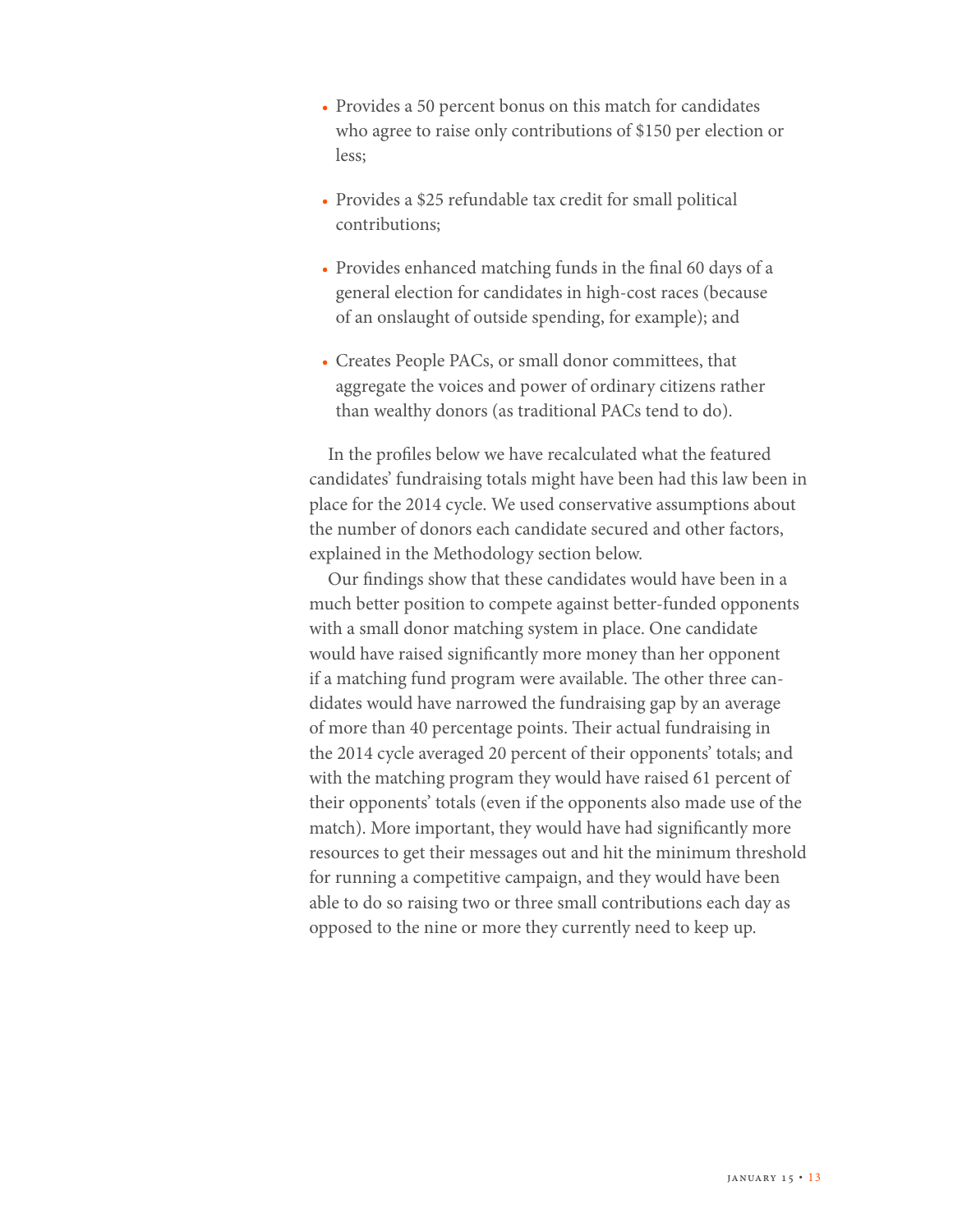- Provides a 50 percent bonus on this match for candidates who agree to raise only contributions of $150 per election or less;
- Provides a $25 refundable tax credit for small political contributions;
- Provides enhanced matching funds in the final 60 days of a general election for candidates in high-cost races (because of an onslaught of outside spending, for example); and
- Creates People PACs, or small donor committees, that aggregate the voices and power of ordinary citizens rather than wealthy donors (as traditional PACs tend to do).

In the profiles below we have recalculated what the featured candidates' fundraising totals might have been had this law been in place for the 2014 cycle. We used conservative assumptions about the number of donors each candidate secured and other factors, explained in the Methodology section below.

Our findings show that these candidates would have been in a much better position to compete against better-funded opponents with a small donor matching system in place. One candidate would have raised significantly more money than her opponent if a matching fund program were available. The other three candidates would have narrowed the fundraising gap by an average of more than 40 percentage points. Their actual fundraising in the 2014 cycle averaged 20 percent of their opponents' totals; and with the matching program they would have raised 61 percent of their opponents' totals (even if the opponents also made use of the match). More important, they would have had significantly more resources to get their messages out and hit the minimum threshold for running a competitive campaign, and they would have been able to do so raising two or three small contributions each day as opposed to the nine or more they currently need to keep up.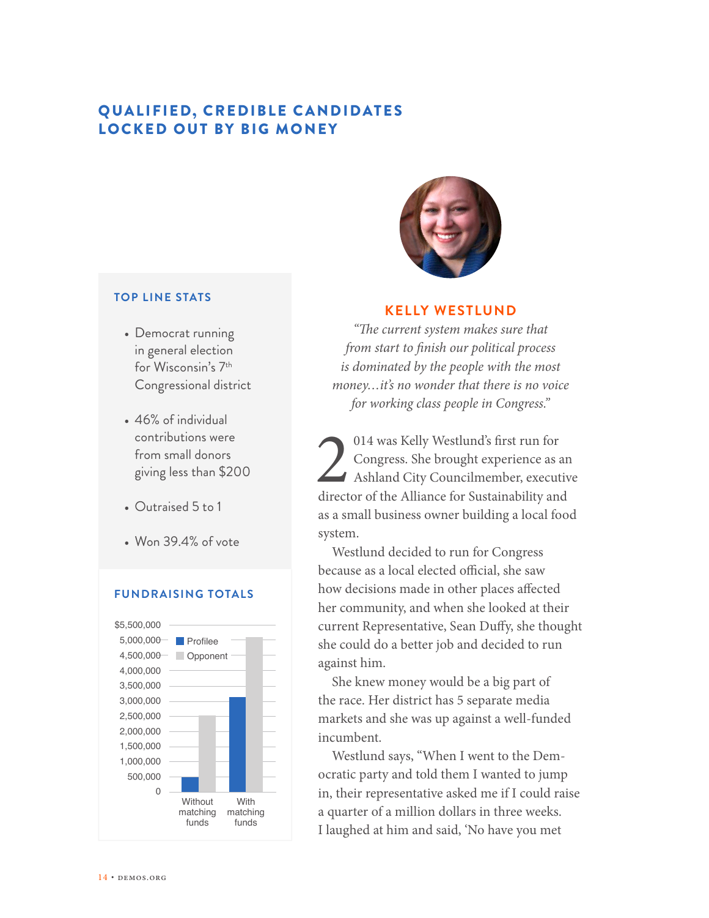## QUALIFIED, CREDIBLE CANDIDATES LOCKED OUT BY BIG MONEY

### TOP LINE STATS

- Democrat running in general election for Wisconsin's 7th Congressional district
- 46% of individual contributions were from small donors giving less than $200
- Outraised 5 to 1
- Won 39.4% of vote

### FUNDRAISING TOTALS

| | Profilee | Opponent |
|---|---|---|
| Without matching funds | ~500,000 | ~2,500,000 |
| With matching funds | ~3,100,000 | ~5,100,000 |

### KELLY WESTLUND

*"The current system makes sure that from start to finish our political process is dominated by the people with the most money…it's no wonder that there is no voice for working class people in Congress."*

2014 was Kelly Westlund's first run for Congress. She brought experience as an Ashland City Councilmember, executive director of the Alliance for Sustainability and as a small business owner building a local food system.

Westlund decided to run for Congress because as a local elected official, she saw how decisions made in other places affected her community, and when she looked at their current Representative, Sean Duffy, she thought she could do a better job and decided to run against him.

She knew money would be a big part of the race. Her district has 5 separate media markets and she was up against a well-funded incumbent.

Westlund says, "When I went to the Democratic party and told them I wanted to jump in, their representative asked me if I could raise a quarter of a million dollars in three weeks. I laughed at him and said, 'No have you met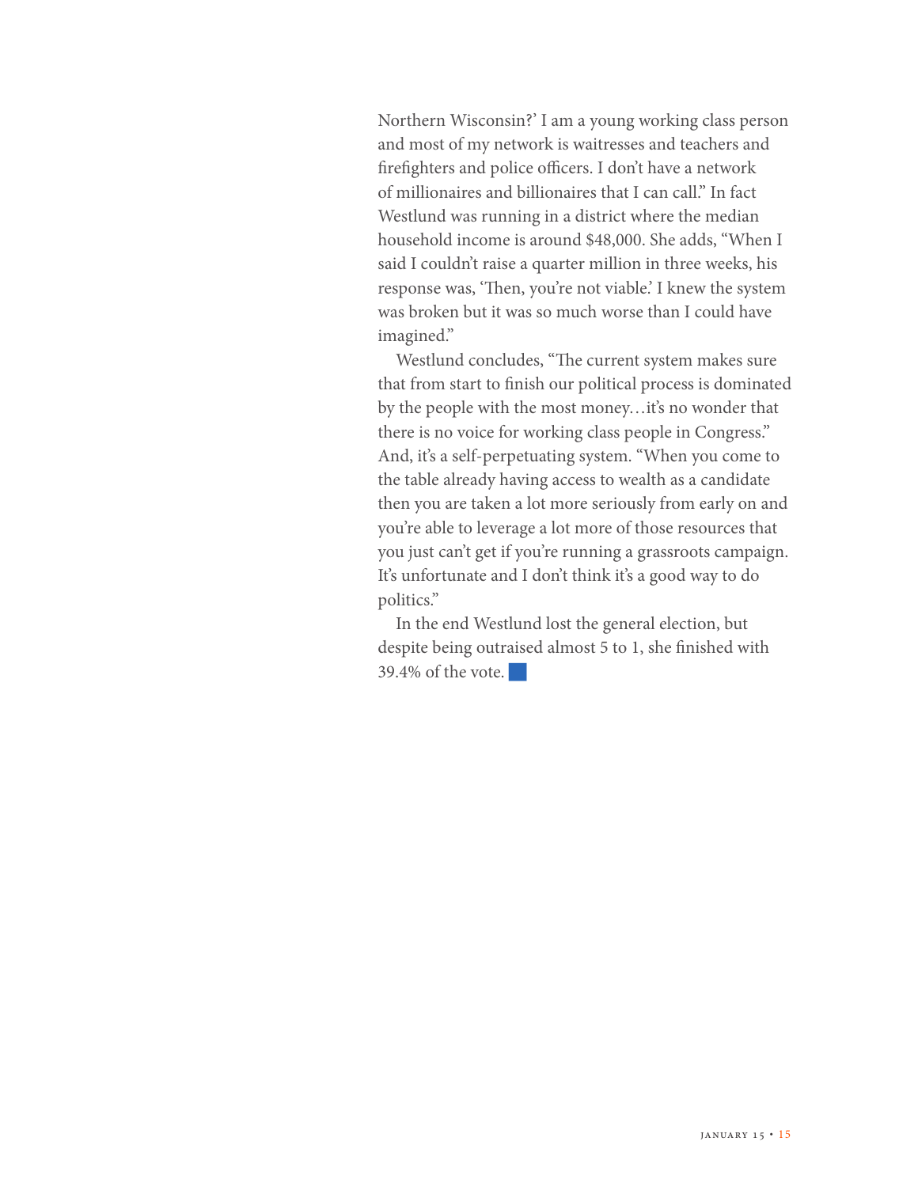Northern Wisconsin?' I am a young working class person and most of my network is waitresses and teachers and firefighters and police officers. I don't have a network of millionaires and billionaires that I can call." In fact Westlund was running in a district where the median household income is around $48,000. She adds, "When I said I couldn't raise a quarter million in three weeks, his response was, 'Then, you're not viable.' I knew the system was broken but it was so much worse than I could have imagined."

Westlund concludes, "The current system makes sure that from start to finish our political process is dominated by the people with the most money…it's no wonder that there is no voice for working class people in Congress." And, it's a self-perpetuating system. "When you come to the table already having access to wealth as a candidate then you are taken a lot more seriously from early on and you're able to leverage a lot more of those resources that you just can't get if you're running a grassroots campaign. It's unfortunate and I don't think it's a good way to do politics."

In the end Westlund lost the general election, but despite being outraised almost 5 to 1, she finished with 39.4% of the vote.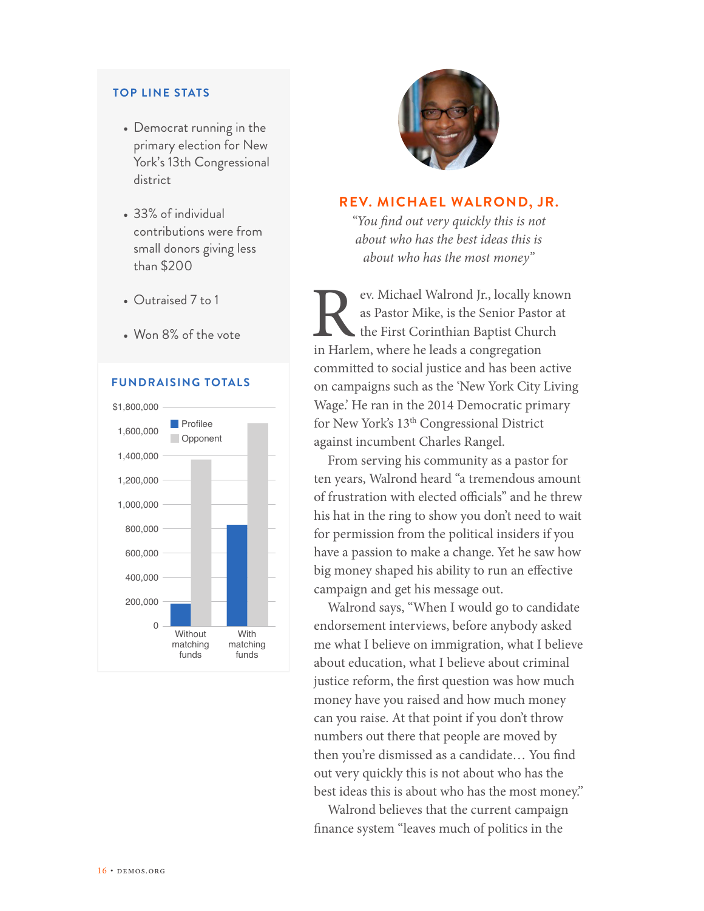### TOP LINE STATS

- Democrat running in the primary election for New York's 13th Congressional district
- 33% of individual contributions were from small donors giving less than $200
- Outraised 7 to 1
- Won 8% of the vote

### FUNDRAISING TOTALS

| | Profilee | Opponent |
|---|---|---|
| Without matching funds | ~190,000 | ~1,370,000 |
| With matching funds | ~830,000 | ~1,670,000 |

## REV. MICHAEL WALROND, JR.

*"You find out very quickly this is not about who has the best ideas this is about who has the most money"*

Rev. Michael Walrond Jr., locally known as Pastor Mike, is the Senior Pastor at the First Corinthian Baptist Church in Harlem, where he leads a congregation committed to social justice and has been active on campaigns such as the 'New York City Living Wage.' He ran in the 2014 Democratic primary for New York's 13th Congressional District against incumbent Charles Rangel.

From serving his community as a pastor for ten years, Walrond heard "a tremendous amount of frustration with elected officials" and he threw his hat in the ring to show you don't need to wait for permission from the political insiders if you have a passion to make a change. Yet he saw how big money shaped his ability to run an effective campaign and get his message out.

Walrond says, "When I would go to candidate endorsement interviews, before anybody asked me what I believe on immigration, what I believe about education, what I believe about criminal justice reform, the first question was how much money have you raised and how much money can you raise. At that point if you don't throw numbers out there that people are moved by then you're dismissed as a candidate… You find out very quickly this is not about who has the best ideas this is about who has the most money."

Walrond believes that the current campaign finance system "leaves much of politics in the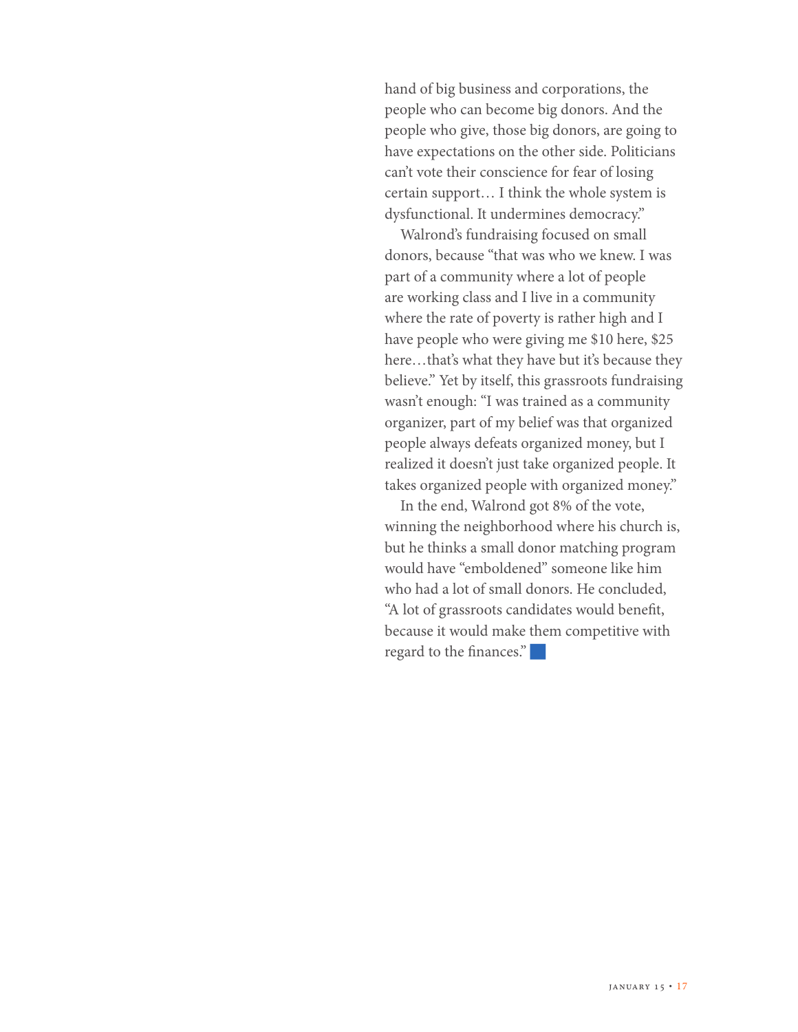hand of big business and corporations, the people who can become big donors. And the people who give, those big donors, are going to have expectations on the other side. Politicians can't vote their conscience for fear of losing certain support… I think the whole system is dysfunctional. It undermines democracy."

Walrond's fundraising focused on small donors, because "that was who we knew. I was part of a community where a lot of people are working class and I live in a community where the rate of poverty is rather high and I have people who were giving me $10 here, $25 here…that's what they have but it's because they believe." Yet by itself, this grassroots fundraising wasn't enough: "I was trained as a community organizer, part of my belief was that organized people always defeats organized money, but I realized it doesn't just take organized people. It takes organized people with organized money."

In the end, Walrond got 8% of the vote, winning the neighborhood where his church is, but he thinks a small donor matching program would have "emboldened" someone like him who had a lot of small donors. He concluded, "A lot of grassroots candidates would benefit, because it would make them competitive with regard to the finances."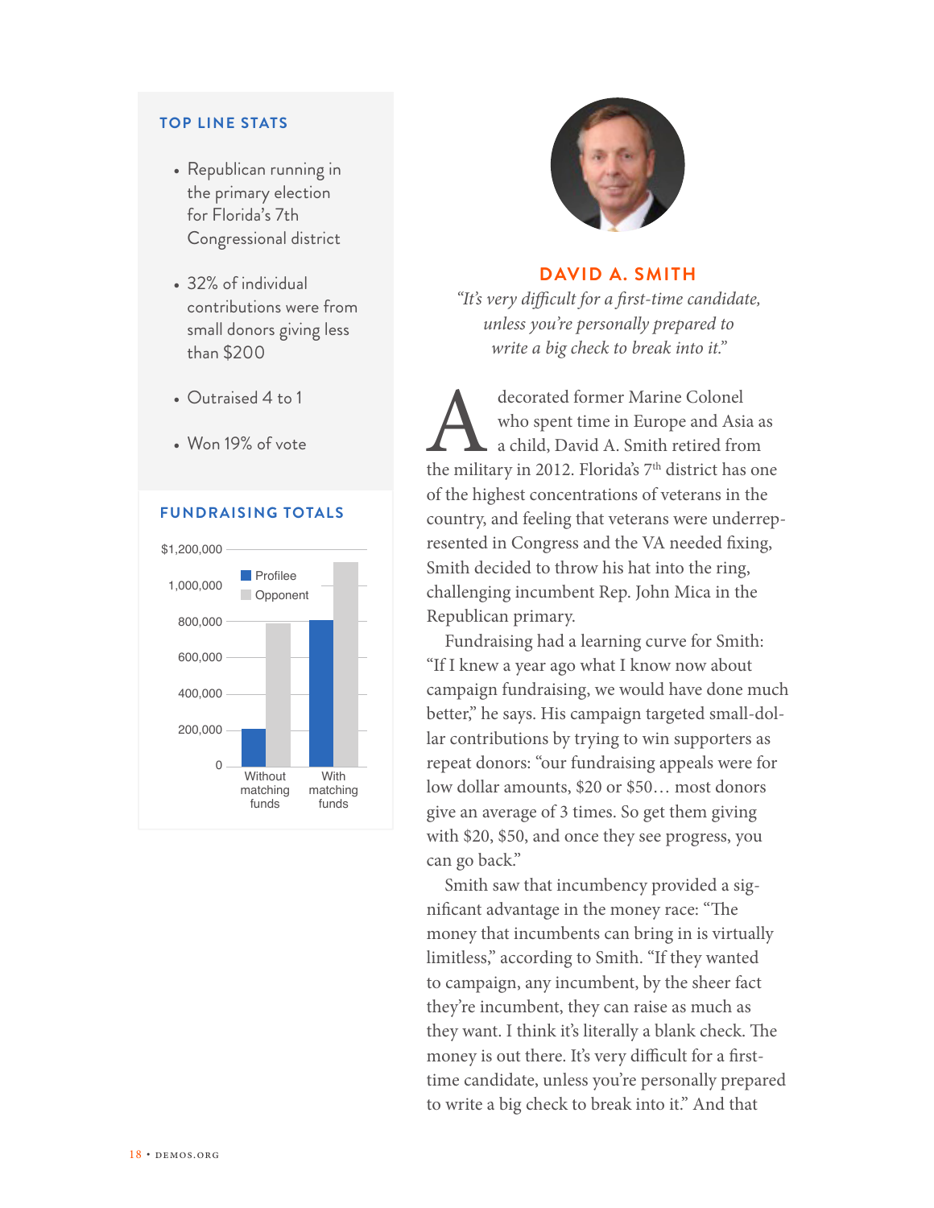## TOP LINE STATS

- Republican running in the primary election for Florida's 7th Congressional district
- 32% of individual contributions were from small donors giving less than $200
- Outraised 4 to 1
- Won 19% of vote

## FUNDRAISING TOTALS

| | Profilee | Opponent |
|---|---|---|
| Without matching funds | ~200,000 | ~790,000 |
| With matching funds | ~810,000 | ~1,140,000 |

## DAVID A. SMITH

*"It's very difficult for a first-time candidate, unless you're personally prepared to write a big check to break into it."*

A decorated former Marine Colonel who spent time in Europe and Asia as a child, David A. Smith retired from the military in 2012. Florida's 7th district has one of the highest concentrations of veterans in the country, and feeling that veterans were underrepresented in Congress and the VA needed fixing, Smith decided to throw his hat into the ring, challenging incumbent Rep. John Mica in the Republican primary.

Fundraising had a learning curve for Smith: "If I knew a year ago what I know now about campaign fundraising, we would have done much better," he says. His campaign targeted small-dollar contributions by trying to win supporters as repeat donors: "our fundraising appeals were for low dollar amounts, $20 or $50… most donors give an average of 3 times. So get them giving with $20, $50, and once they see progress, you can go back."

Smith saw that incumbency provided a significant advantage in the money race: "The money that incumbents can bring in is virtually limitless," according to Smith. "If they wanted to campaign, any incumbent, by the sheer fact they're incumbent, they can raise as much as they want. I think it's literally a blank check. The money is out there. It's very difficult for a first-time candidate, unless you're personally prepared to write a big check to break into it." And that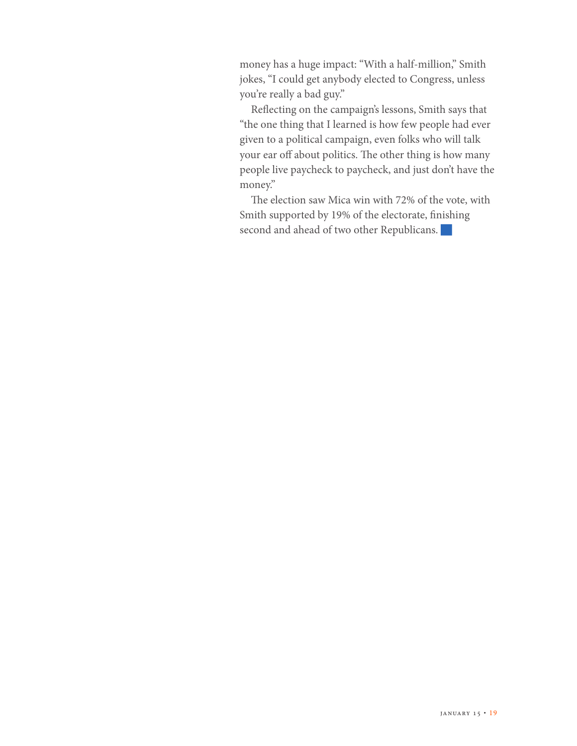money has a huge impact: "With a half-million," Smith jokes, "I could get anybody elected to Congress, unless you're really a bad guy."

Reflecting on the campaign's lessons, Smith says that "the one thing that I learned is how few people had ever given to a political campaign, even folks who will talk your ear off about politics. The other thing is how many people live paycheck to paycheck, and just don't have the money."

The election saw Mica win with 72% of the vote, with Smith supported by 19% of the electorate, finishing second and ahead of two other Republicans.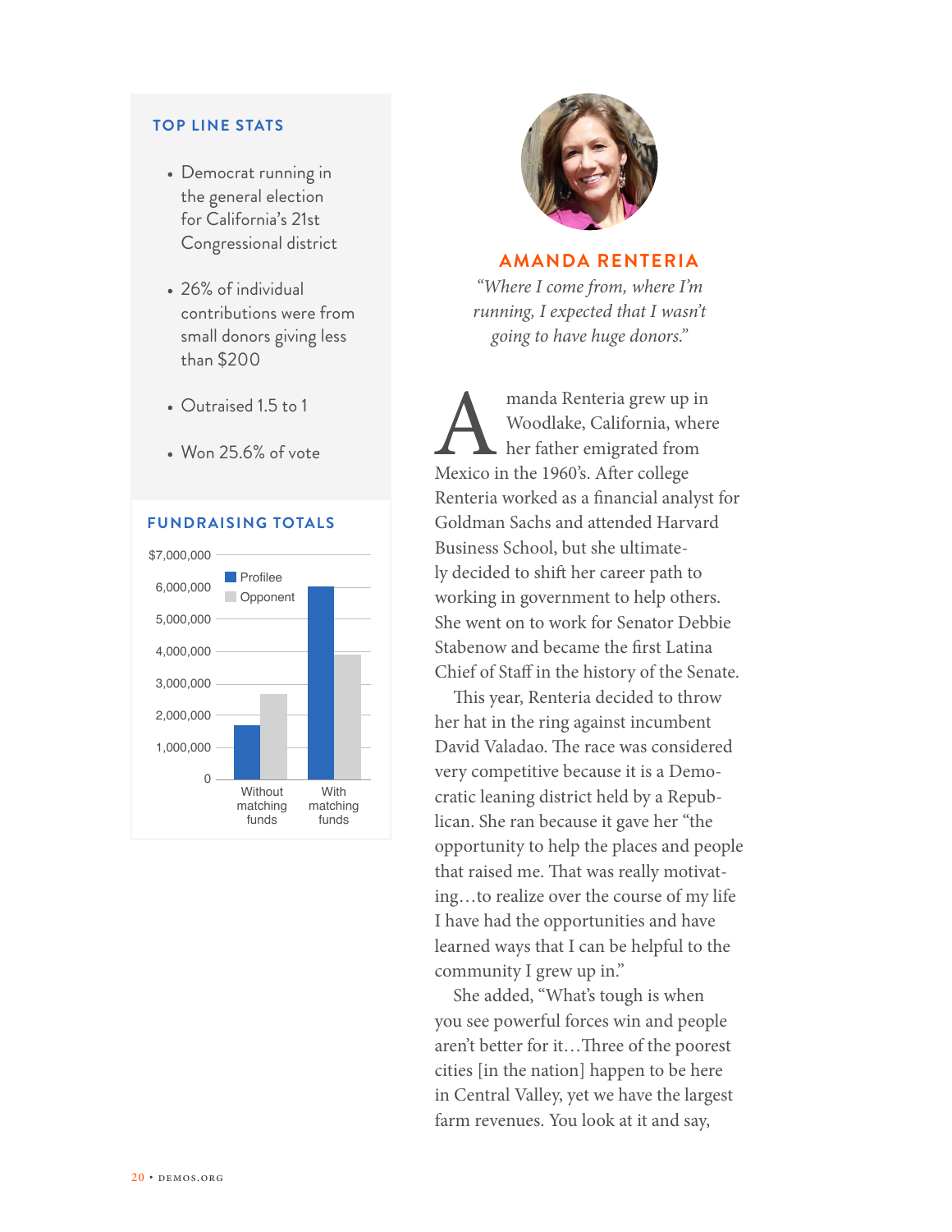### TOP LINE STATS

- Democrat running in the general election for California's 21st Congressional district
- 26% of individual contributions were from small donors giving less than $200
- Outraised 1.5 to 1
- Won 25.6% of vote

### FUNDRAISING TOTALS

| | Profilee | Opponent |
|---|---|---|
| Without matching funds | ~1,700,000 | ~2,650,000 |
| With matching funds | ~6,000,000 | ~3,900,000 |

## AMANDA RENTERIA

*"Where I come from, where I'm running, I expected that I wasn't going to have huge donors."*

Amanda Renteria grew up in Woodlake, California, where her father emigrated from Mexico in the 1960's. After college Renteria worked as a financial analyst for Goldman Sachs and attended Harvard Business School, but she ultimately decided to shift her career path to working in government to help others. She went on to work for Senator Debbie Stabenow and became the first Latina Chief of Staff in the history of the Senate.

This year, Renteria decided to throw her hat in the ring against incumbent David Valadao. The race was considered very competitive because it is a Democratic leaning district held by a Republican. She ran because it gave her "the opportunity to help the places and people that raised me. That was really motivating…to realize over the course of my life I have had the opportunities and have learned ways that I can be helpful to the community I grew up in."

She added, "What's tough is when you see powerful forces win and people aren't better for it…Three of the poorest cities [in the nation] happen to be here in Central Valley, yet we have the largest farm revenues. You look at it and say,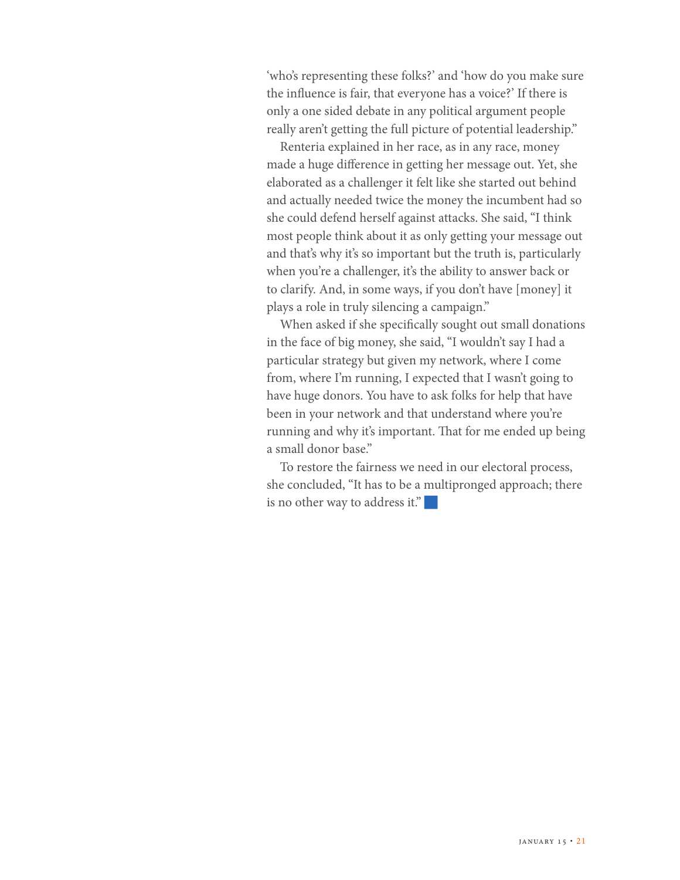'who's representing these folks?' and 'how do you make sure the influence is fair, that everyone has a voice?' If there is only a one sided debate in any political argument people really aren't getting the full picture of potential leadership."

Renteria explained in her race, as in any race, money made a huge difference in getting her message out. Yet, she elaborated as a challenger it felt like she started out behind and actually needed twice the money the incumbent had so she could defend herself against attacks. She said, "I think most people think about it as only getting your message out and that's why it's so important but the truth is, particularly when you're a challenger, it's the ability to answer back or to clarify. And, in some ways, if you don't have [money] it plays a role in truly silencing a campaign."

When asked if she specifically sought out small donations in the face of big money, she said, "I wouldn't say I had a particular strategy but given my network, where I come from, where I'm running, I expected that I wasn't going to have huge donors. You have to ask folks for help that have been in your network and that understand where you're running and why it's important. That for me ended up being a small donor base."

To restore the fairness we need in our electoral process, she concluded, "It has to be a multipronged approach; there is no other way to address it."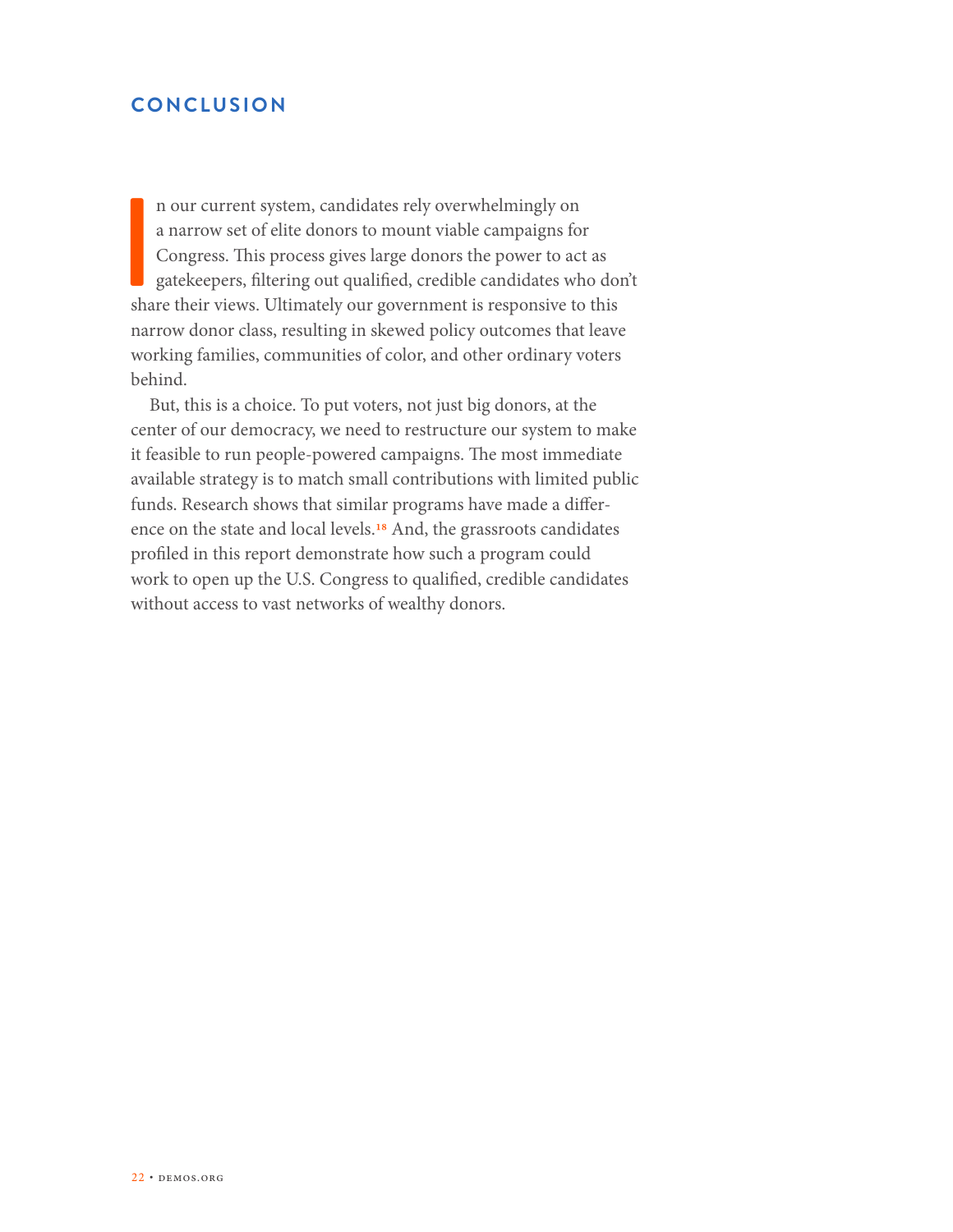## CONCLUSION

In our current system, candidates rely overwhelmingly on a narrow set of elite donors to mount viable campaigns for Congress. This process gives large donors the power to act as gatekeepers, filtering out qualified, credible candidates who don't share their views. Ultimately our government is responsive to this narrow donor class, resulting in skewed policy outcomes that leave working families, communities of color, and other ordinary voters behind.

But, this is a choice. To put voters, not just big donors, at the center of our democracy, we need to restructure our system to make it feasible to run people-powered campaigns. The most immediate available strategy is to match small contributions with limited public funds. Research shows that similar programs have made a difference on the state and local levels.[18] And, the grassroots candidates profiled in this report demonstrate how such a program could work to open up the U.S. Congress to qualified, credible candidates without access to vast networks of wealthy donors.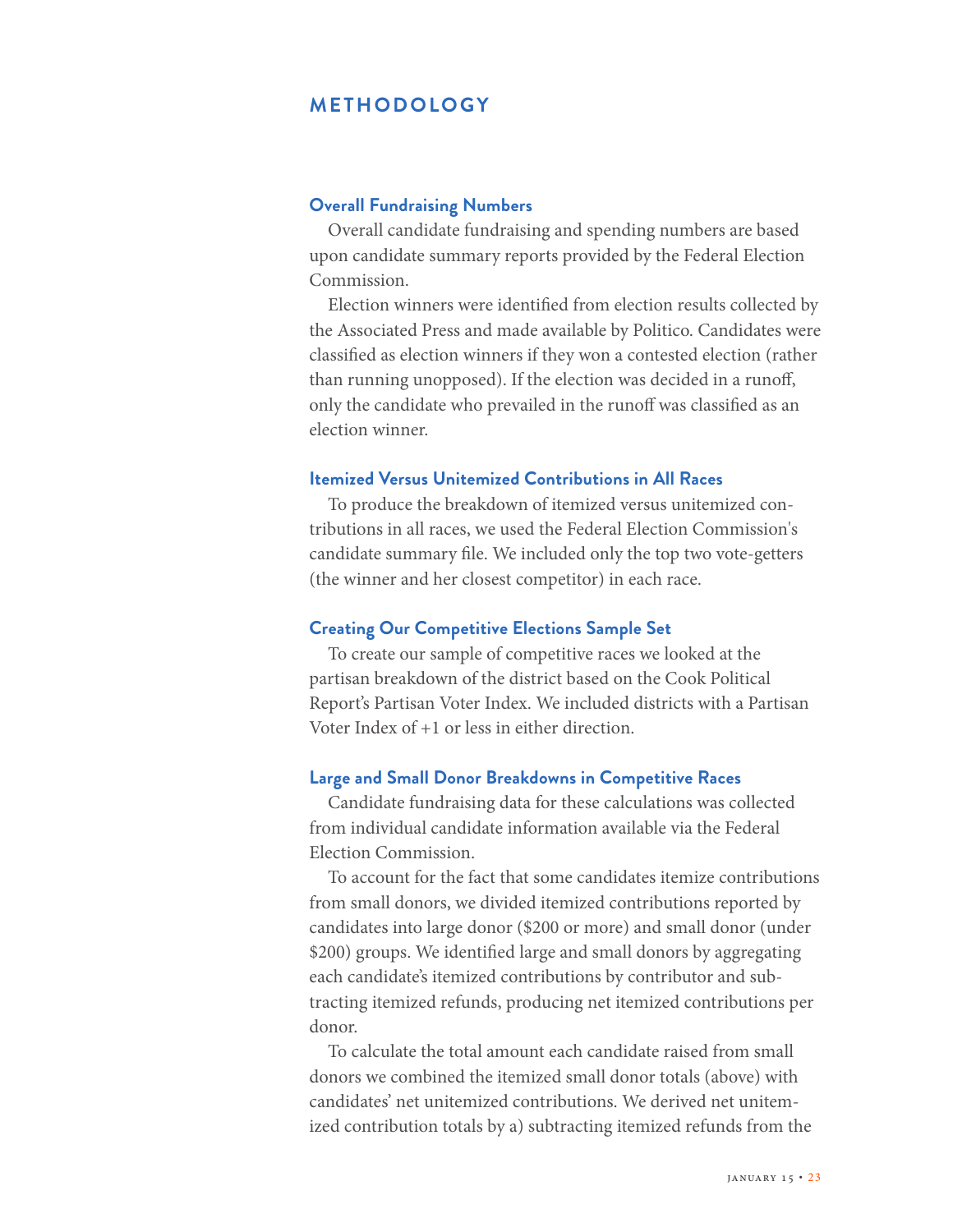## METHODOLOGY

### Overall Fundraising Numbers

Overall candidate fundraising and spending numbers are based upon candidate summary reports provided by the Federal Election Commission.

Election winners were identified from election results collected by the Associated Press and made available by Politico. Candidates were classified as election winners if they won a contested election (rather than running unopposed). If the election was decided in a runoff, only the candidate who prevailed in the runoff was classified as an election winner.

### Itemized Versus Unitemized Contributions in All Races

To produce the breakdown of itemized versus unitemized contributions in all races, we used the Federal Election Commission's candidate summary file. We included only the top two vote-getters (the winner and her closest competitor) in each race.

### Creating Our Competitive Elections Sample Set

To create our sample of competitive races we looked at the partisan breakdown of the district based on the Cook Political Report's Partisan Voter Index. We included districts with a Partisan Voter Index of +1 or less in either direction.

### Large and Small Donor Breakdowns in Competitive Races

Candidate fundraising data for these calculations was collected from individual candidate information available via the Federal Election Commission.

To account for the fact that some candidates itemize contributions from small donors, we divided itemized contributions reported by candidates into large donor ($200 or more) and small donor (under $200) groups. We identified large and small donors by aggregating each candidate's itemized contributions by contributor and subtracting itemized refunds, producing net itemized contributions per donor.

To calculate the total amount each candidate raised from small donors we combined the itemized small donor totals (above) with candidates' net unitemized contributions. We derived net unitemized contribution totals by a) subtracting itemized refunds from the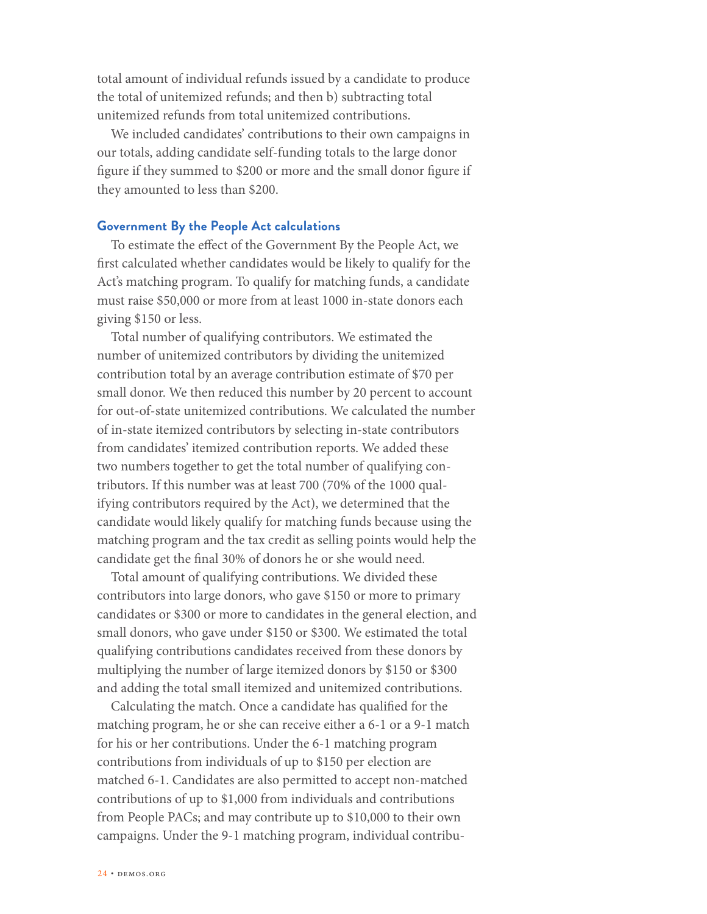total amount of individual refunds issued by a candidate to produce the total of unitemized refunds; and then b) subtracting total unitemized refunds from total unitemized contributions.

We included candidates' contributions to their own campaigns in our totals, adding candidate self-funding totals to the large donor figure if they summed to $200 or more and the small donor figure if they amounted to less than $200.

### Government By the People Act calculations

To estimate the effect of the Government By the People Act, we first calculated whether candidates would be likely to qualify for the Act's matching program. To qualify for matching funds, a candidate must raise $50,000 or more from at least 1000 in-state donors each giving $150 or less.

Total number of qualifying contributors. We estimated the number of unitemized contributors by dividing the unitemized contribution total by an average contribution estimate of $70 per small donor. We then reduced this number by 20 percent to account for out-of-state unitemized contributions. We calculated the number of in-state itemized contributors by selecting in-state contributors from candidates' itemized contribution reports. We added these two numbers together to get the total number of qualifying contributors. If this number was at least 700 (70% of the 1000 qualifying contributors required by the Act), we determined that the candidate would likely qualify for matching funds because using the matching program and the tax credit as selling points would help the candidate get the final 30% of donors he or she would need.

Total amount of qualifying contributions. We divided these contributors into large donors, who gave $150 or more to primary candidates or $300 or more to candidates in the general election, and small donors, who gave under $150 or $300. We estimated the total qualifying contributions candidates received from these donors by multiplying the number of large itemized donors by $150 or $300 and adding the total small itemized and unitemized contributions.

Calculating the match. Once a candidate has qualified for the matching program, he or she can receive either a 6-1 or a 9-1 match for his or her contributions. Under the 6-1 matching program contributions from individuals of up to $150 per election are matched 6-1. Candidates are also permitted to accept non-matched contributions of up to $1,000 from individuals and contributions from People PACs; and may contribute up to $10,000 to their own campaigns. Under the 9-1 matching program, individual contribu-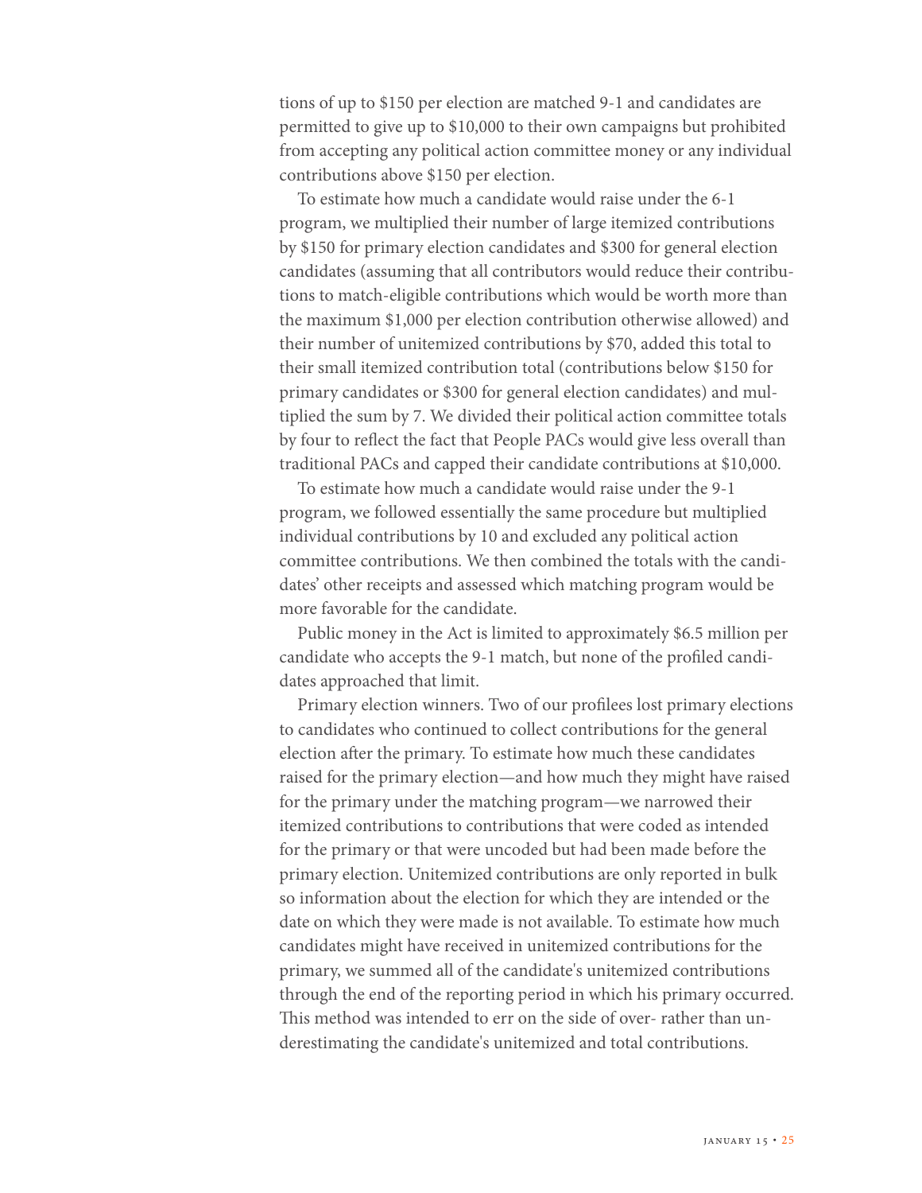tions of up to $150 per election are matched 9-1 and candidates are permitted to give up to $10,000 to their own campaigns but prohibited from accepting any political action committee money or any individual contributions above $150 per election.

To estimate how much a candidate would raise under the 6-1 program, we multiplied their number of large itemized contributions by $150 for primary election candidates and $300 for general election candidates (assuming that all contributors would reduce their contributions to match-eligible contributions which would be worth more than the maximum $1,000 per election contribution otherwise allowed) and their number of unitemized contributions by $70, added this total to their small itemized contribution total (contributions below $150 for primary candidates or $300 for general election candidates) and multiplied the sum by 7. We divided their political action committee totals by four to reflect the fact that People PACs would give less overall than traditional PACs and capped their candidate contributions at $10,000.

To estimate how much a candidate would raise under the 9-1 program, we followed essentially the same procedure but multiplied individual contributions by 10 and excluded any political action committee contributions. We then combined the totals with the candidates' other receipts and assessed which matching program would be more favorable for the candidate.

Public money in the Act is limited to approximately $6.5 million per candidate who accepts the 9-1 match, but none of the profiled candidates approached that limit.

Primary election winners. Two of our profilees lost primary elections to candidates who continued to collect contributions for the general election after the primary. To estimate how much these candidates raised for the primary election—and how much they might have raised for the primary under the matching program—we narrowed their itemized contributions to contributions that were coded as intended for the primary or that were uncoded but had been made before the primary election. Unitemized contributions are only reported in bulk so information about the election for which they are intended or the date on which they were made is not available. To estimate how much candidates might have received in unitemized contributions for the primary, we summed all of the candidate's unitemized contributions through the end of the reporting period in which his primary occurred. This method was intended to err on the side of over- rather than underestimating the candidate's unitemized and total contributions.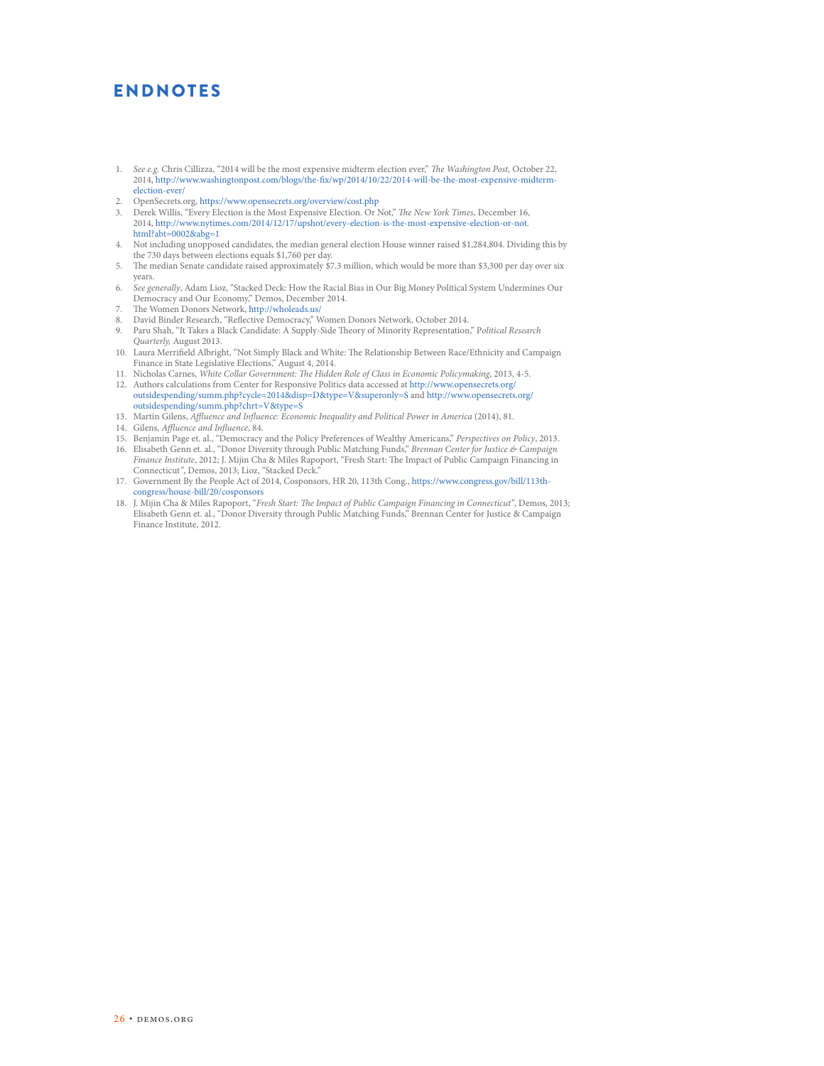# ENDNOTES

1. *See e.g.* Chris Cillizza, "2014 will be the most expensive midterm election ever," *The Washington Post*, October 22, 2014, http://www.washingtonpost.com/blogs/the-fix/wp/2014/10/22/2014-will-be-the-most-expensive-midterm-election-ever/
2. OpenSecrets.org, https://www.opensecrets.org/overview/cost.php
3. Derek Willis, "Every Election is the Most Expensive Election. Or Not," *The New York Times*, December 16, 2014, http://www.nytimes.com/2014/12/17/upshot/every-election-is-the-most-expensive-election-or-not.html?abt=0002&abg=1
4. Not including unopposed candidates, the median general election House winner raised $1,284,804. Dividing this by the 730 days between elections equals $1,760 per day.
5. The median Senate candidate raised approximately $7.3 million, which would be more than $3,300 per day over six years.
6. *See generally*, Adam Lioz, "Stacked Deck: How the Racial Bias in Our Big Money Political System Undermines Our Democracy and Our Economy," Demos, December 2014.
7. The Women Donors Network, http://wholeads.us/
8. David Binder Research, "Reflective Democracy," Women Donors Network, October 2014.
9. Paru Shah, "It Takes a Black Candidate: A Supply-Side Theory of Minority Representation," P*olitical Research Quarterly,* August 2013.
10. Laura Merrifield Albright, "Not Simply Black and White: The Relationship Between Race/Ethnicity and Campaign Finance in State Legislative Elections," August 4, 2014.
11. Nicholas Carnes, *White Collar Government: The Hidden Role of Class in Economic Policymaking*, 2013, 4-5.
12. Authors calculations from Center for Responsive Politics data accessed at http://www.opensecrets.org/outsidespending/summ.php?cycle=2014&disp=D&type=V&superonly=S and http://www.opensecrets.org/outsidespending/summ.php?chrt=V&type=S
13. Martin Gilens, *Affluence and Influence: Economic Inequality and Political Power in America* (2014), 81.
14. Gilens, *Affluence and Influence*, 84.
15. Benjamin Page et. al., "Democracy and the Policy Preferences of Wealthy Americans," *Perspectives on Policy*, 2013.
16. Elisabeth Genn et. al., "Donor Diversity through Public Matching Funds," *Brennan Center for Justice & Campaign Finance Institute*, 2012; J. Mijin Cha & Miles Rapoport, "Fresh Start: The Impact of Public Campaign Financing in Connecticut", Demos, 2013; Lioz, "Stacked Deck."
17. Government By the People Act of 2014, Cosponsors, HR 20, 113th Cong., https://www.congress.gov/bill/113th-congress/house-bill/20/cosponsors
18. J. Mijin Cha & Miles Rapoport, "*Fresh Start: The Impact of Public Campaign Financing in Connecticut*", Demos, 2013; Elisabeth Genn et. al., "Donor Diversity through Public Matching Funds," Brennan Center for Justice & Campaign Finance Institute, 2012.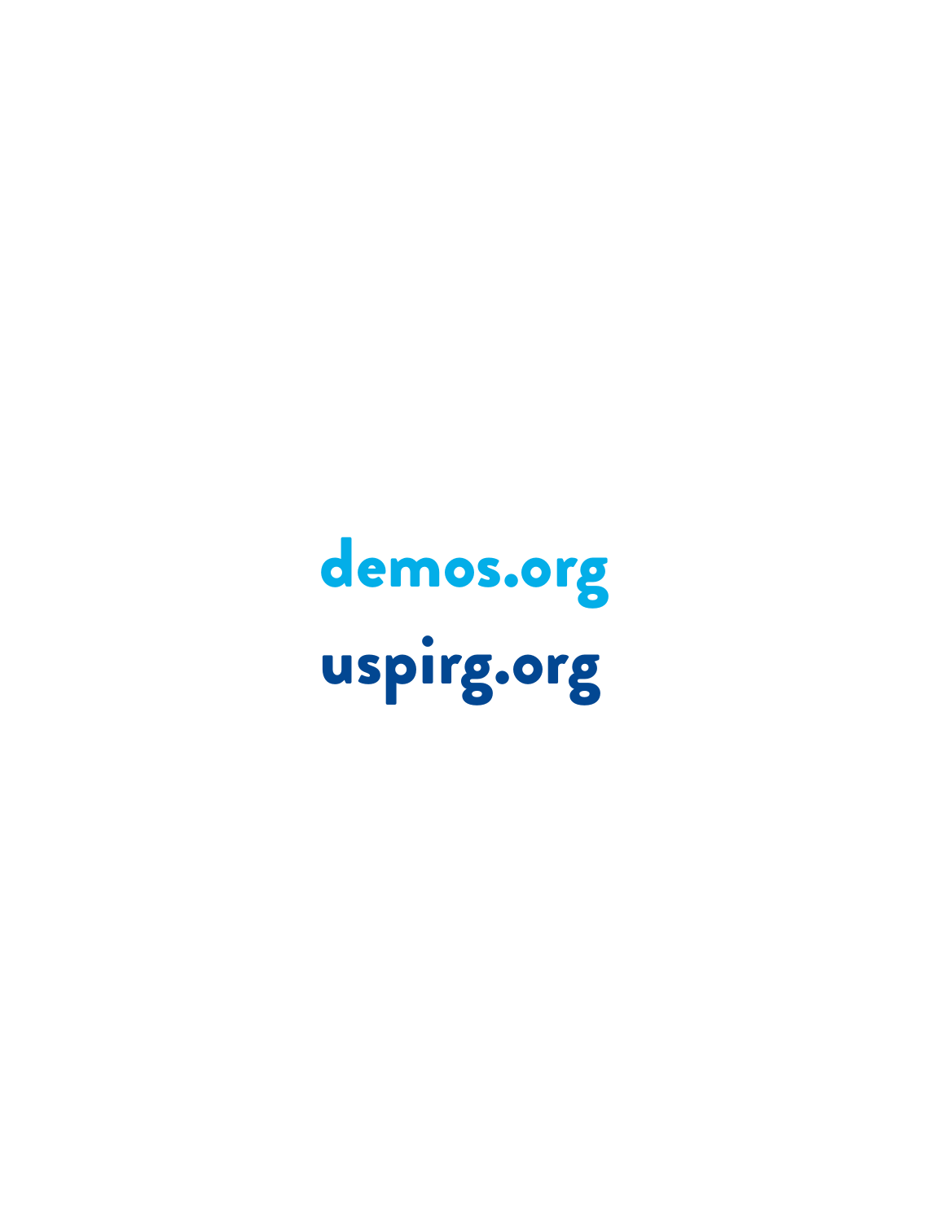**demos.org**

**uspirg.org**